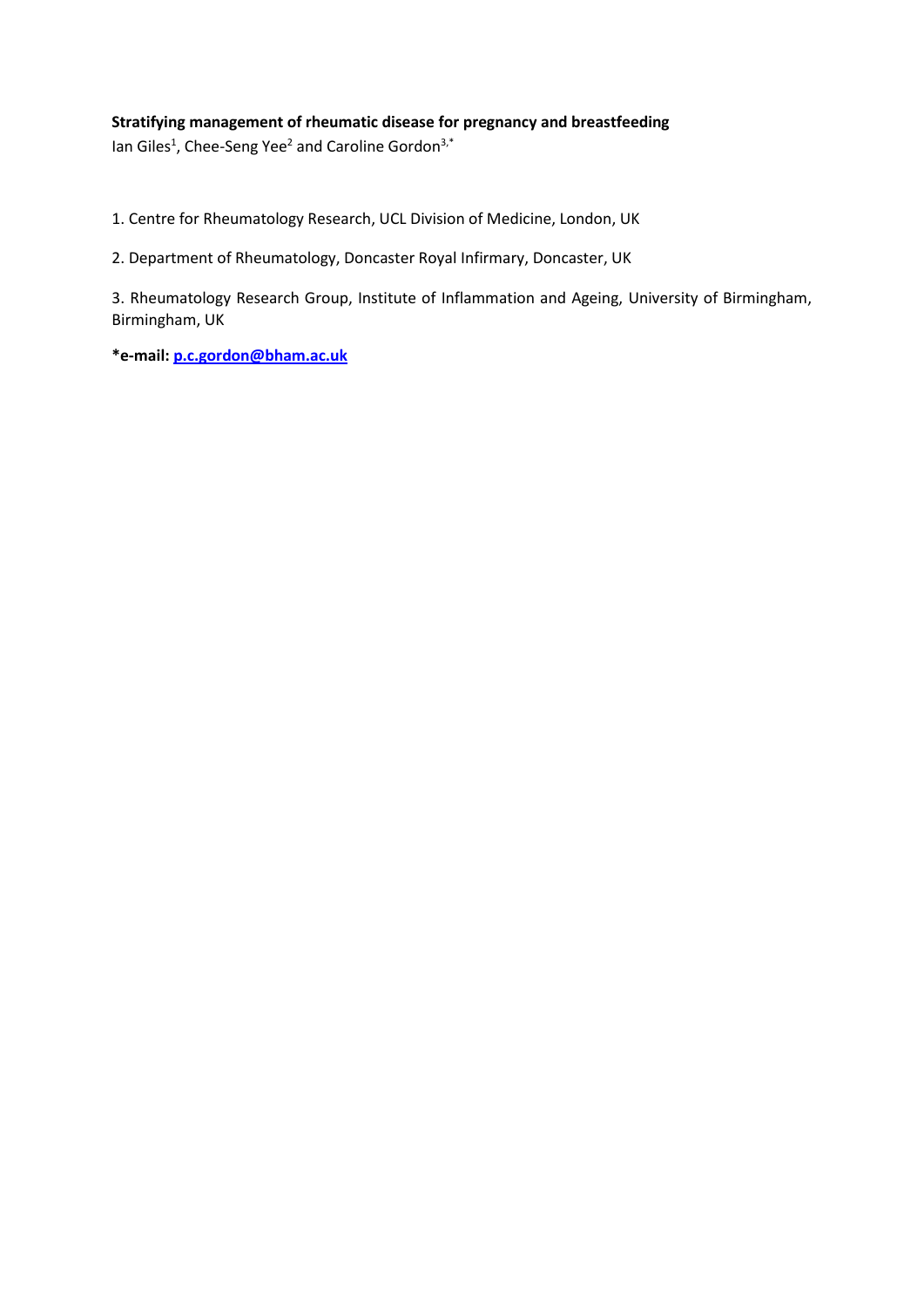**Stratifying management of rheumatic disease for pregnancy and breastfeeding**

Ian Giles[1], Chee-Seng Yee[2] and Caroline Gordon[3,*]

1. Centre for Rheumatology Research, UCL Division of Medicine, London, UK

2. Department of Rheumatology, Doncaster Royal Infirmary, Doncaster, UK

3. Rheumatology Research Group, Institute of Inflammation and Ageing, University of Birmingham, Birmingham, UK

**\*e-mail: p.c.gordon@bham.ac.uk**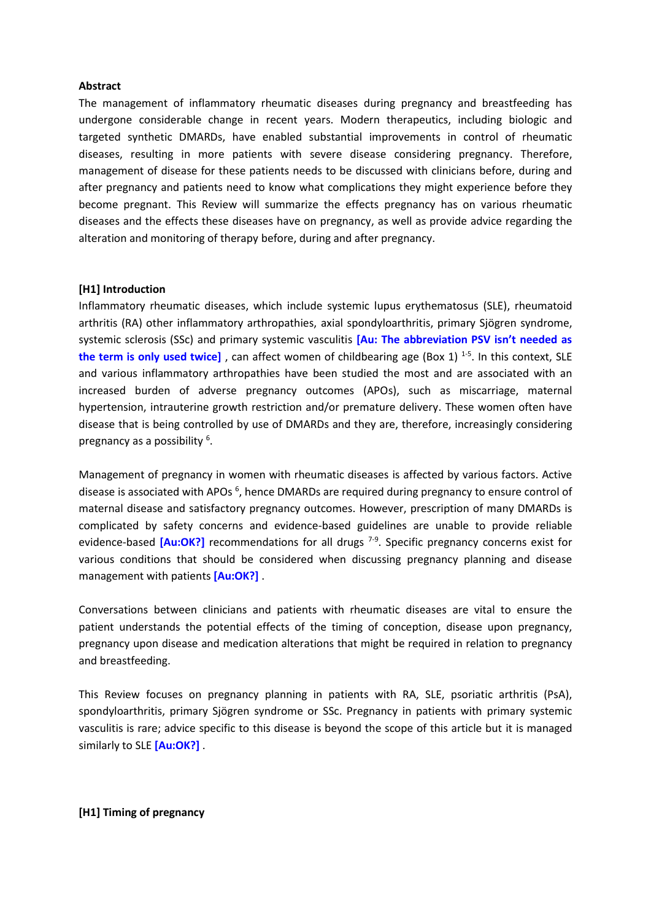**Abstract**

The management of inflammatory rheumatic diseases during pregnancy and breastfeeding has undergone considerable change in recent years. Modern therapeutics, including biologic and targeted synthetic DMARDs, have enabled substantial improvements in control of rheumatic diseases, resulting in more patients with severe disease considering pregnancy. Therefore, management of disease for these patients needs to be discussed with clinicians before, during and after pregnancy and patients need to know what complications they might experience before they become pregnant. This Review will summarize the effects pregnancy has on various rheumatic diseases and the effects these diseases have on pregnancy, as well as provide advice regarding the alteration and monitoring of therapy before, during and after pregnancy.

**[H1] Introduction**

Inflammatory rheumatic diseases, which include systemic lupus erythematosus (SLE), rheumatoid arthritis (RA) other inflammatory arthropathies, axial spondyloarthritis, primary Sjögren syndrome, systemic sclerosis (SSc) and primary systemic vasculitis **[Au: The abbreviation PSV isn't needed as the term is only used twice]** , can affect women of childbearing age (Box 1) [1-5]. In this context, SLE and various inflammatory arthropathies have been studied the most and are associated with an increased burden of adverse pregnancy outcomes (APOs), such as miscarriage, maternal hypertension, intrauterine growth restriction and/or premature delivery. These women often have disease that is being controlled by use of DMARDs and they are, therefore, increasingly considering pregnancy as a possibility [6].

Management of pregnancy in women with rheumatic diseases is affected by various factors. Active disease is associated with APOs [6], hence DMARDs are required during pregnancy to ensure control of maternal disease and satisfactory pregnancy outcomes. However, prescription of many DMARDs is complicated by safety concerns and evidence-based guidelines are unable to provide reliable evidence-based **[Au:OK?]** recommendations for all drugs [7-9]. Specific pregnancy concerns exist for various conditions that should be considered when discussing pregnancy planning and disease management with patients **[Au:OK?]** .

Conversations between clinicians and patients with rheumatic diseases are vital to ensure the patient understands the potential effects of the timing of conception, disease upon pregnancy, pregnancy upon disease and medication alterations that might be required in relation to pregnancy and breastfeeding.

This Review focuses on pregnancy planning in patients with RA, SLE, psoriatic arthritis (PsA), spondyloarthritis, primary Sjögren syndrome or SSc. Pregnancy in patients with primary systemic vasculitis is rare; advice specific to this disease is beyond the scope of this article but it is managed similarly to SLE **[Au:OK?]** .

**[H1] Timing of pregnancy**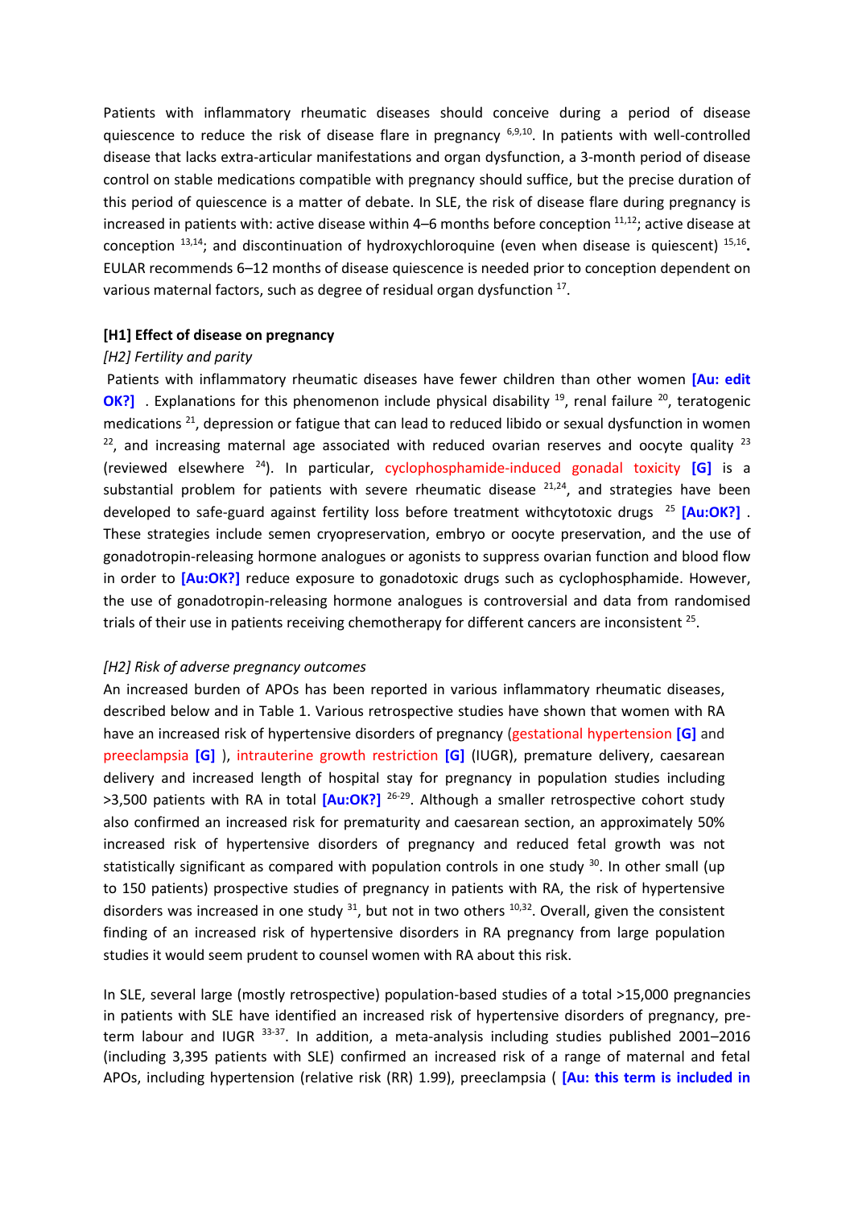Patients with inflammatory rheumatic diseases should conceive during a period of disease quiescence to reduce the risk of disease flare in pregnancy [6,9,10]. In patients with well-controlled disease that lacks extra-articular manifestations and organ dysfunction, a 3-month period of disease control on stable medications compatible with pregnancy should suffice, but the precise duration of this period of quiescence is a matter of debate. In SLE, the risk of disease flare during pregnancy is increased in patients with: active disease within 4–6 months before conception [11,12]; active disease at conception [13,14]; and discontinuation of hydroxychloroquine (even when disease is quiescent) [15,16]**.** EULAR recommends 6–12 months of disease quiescence is needed prior to conception dependent on various maternal factors, such as degree of residual organ dysfunction [17].

## [H1] Effect of disease on pregnancy

### *[H2] Fertility and parity*

Patients with inflammatory rheumatic diseases have fewer children than other women **[Au: edit OK?]** . Explanations for this phenomenon include physical disability [19], renal failure [20], teratogenic medications [21], depression or fatigue that can lead to reduced libido or sexual dysfunction in women [22], and increasing maternal age associated with reduced ovarian reserves and oocyte quality [23] (reviewed elsewhere [24]). In particular, cyclophosphamide-induced gonadal toxicity **[G]** is a substantial problem for patients with severe rheumatic disease [21,24], and strategies have been developed to safe-guard against fertility loss before treatment withcytotoxic drugs [25] **[Au:OK?]** . These strategies include semen cryopreservation, embryo or oocyte preservation, and the use of gonadotropin-releasing hormone analogues or agonists to suppress ovarian function and blood flow in order to **[Au:OK?]** reduce exposure to gonadotoxic drugs such as cyclophosphamide. However, the use of gonadotropin-releasing hormone analogues is controversial and data from randomised trials of their use in patients receiving chemotherapy for different cancers are inconsistent [25].

### *[H2] Risk of adverse pregnancy outcomes*

An increased burden of APOs has been reported in various inflammatory rheumatic diseases, described below and in Table 1. Various retrospective studies have shown that women with RA have an increased risk of hypertensive disorders of pregnancy (gestational hypertension **[G]** and preeclampsia **[G]** ), intrauterine growth restriction **[G]** (IUGR), premature delivery, caesarean delivery and increased length of hospital stay for pregnancy in population studies including >3,500 patients with RA in total **[Au:OK?]** [26-29]. Although a smaller retrospective cohort study also confirmed an increased risk for prematurity and caesarean section, an approximately 50% increased risk of hypertensive disorders of pregnancy and reduced fetal growth was not statistically significant as compared with population controls in one study [30]. In other small (up to 150 patients) prospective studies of pregnancy in patients with RA, the risk of hypertensive disorders was increased in one study [31], but not in two others [10,32]. Overall, given the consistent finding of an increased risk of hypertensive disorders in RA pregnancy from large population studies it would seem prudent to counsel women with RA about this risk.

In SLE, several large (mostly retrospective) population-based studies of a total >15,000 pregnancies in patients with SLE have identified an increased risk of hypertensive disorders of pregnancy, pre-term labour and IUGR [33-37]. In addition, a meta-analysis including studies published 2001–2016 (including 3,395 patients with SLE) confirmed an increased risk of a range of maternal and fetal APOs, including hypertension (relative risk (RR) 1.99), preeclampsia ( **[Au: this term is included in**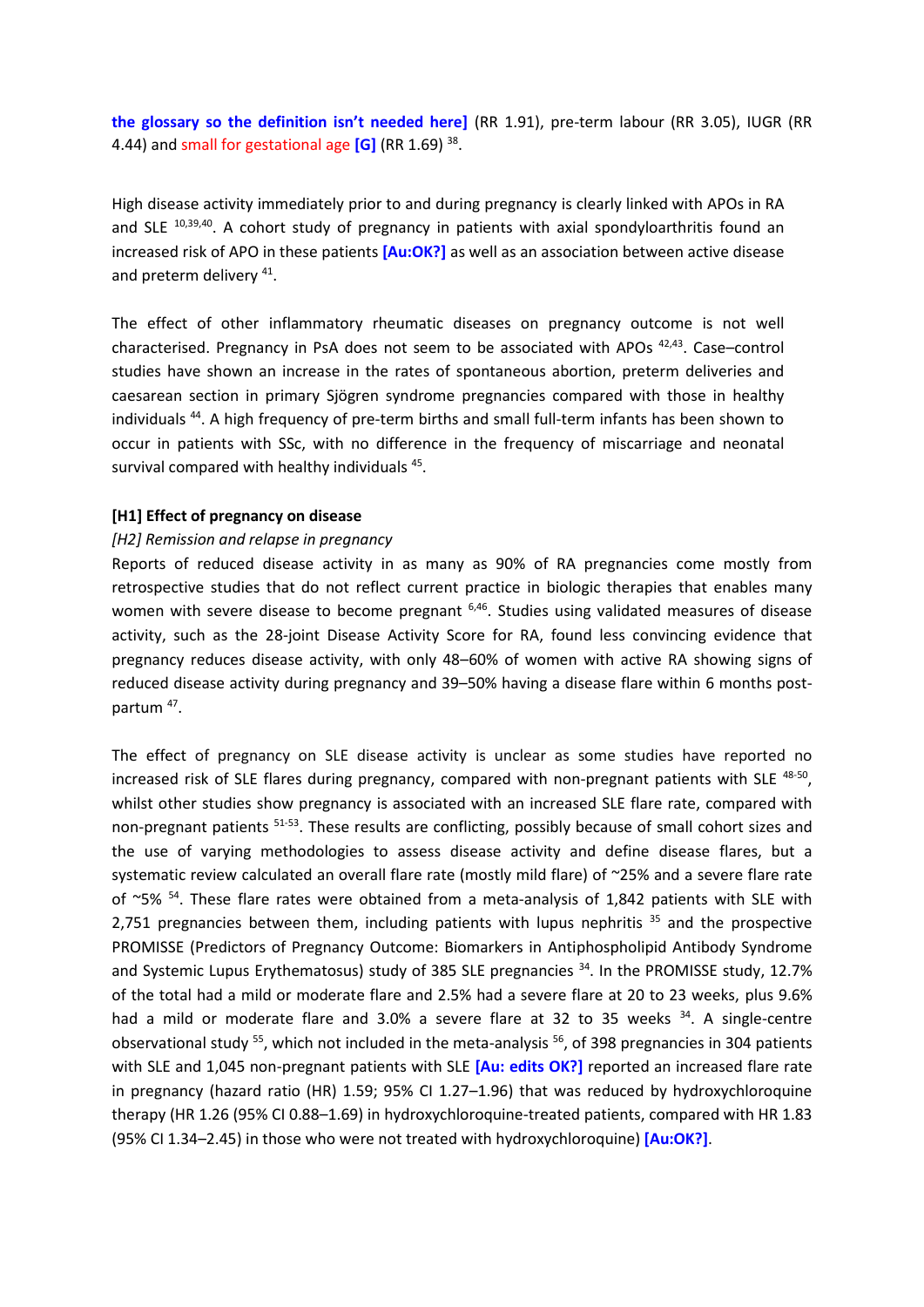**the glossary so the definition isn't needed here]** (RR 1.91), pre-term labour (RR 3.05), IUGR (RR 4.44) and small for gestational age **[G]** (RR 1.69) [38].

High disease activity immediately prior to and during pregnancy is clearly linked with APOs in RA and SLE [10,39,40]. A cohort study of pregnancy in patients with axial spondyloarthritis found an increased risk of APO in these patients **[Au:OK?]** as well as an association between active disease and preterm delivery [41].

The effect of other inflammatory rheumatic diseases on pregnancy outcome is not well characterised. Pregnancy in PsA does not seem to be associated with APOs [42,43]. Case–control studies have shown an increase in the rates of spontaneous abortion, preterm deliveries and caesarean section in primary Sjögren syndrome pregnancies compared with those in healthy individuals [44]. A high frequency of pre-term births and small full-term infants has been shown to occur in patients with SSc, with no difference in the frequency of miscarriage and neonatal survival compared with healthy individuals [45].

**[H1] Effect of pregnancy on disease**

*[H2] Remission and relapse in pregnancy*

Reports of reduced disease activity in as many as 90% of RA pregnancies come mostly from retrospective studies that do not reflect current practice in biologic therapies that enables many women with severe disease to become pregnant [6,46]. Studies using validated measures of disease activity, such as the 28-joint Disease Activity Score for RA, found less convincing evidence that pregnancy reduces disease activity, with only 48–60% of women with active RA showing signs of reduced disease activity during pregnancy and 39–50% having a disease flare within 6 months post-partum [47].

The effect of pregnancy on SLE disease activity is unclear as some studies have reported no increased risk of SLE flares during pregnancy, compared with non-pregnant patients with SLE [48-50], whilst other studies show pregnancy is associated with an increased SLE flare rate, compared with non-pregnant patients [51-53]. These results are conflicting, possibly because of small cohort sizes and the use of varying methodologies to assess disease activity and define disease flares, but a systematic review calculated an overall flare rate (mostly mild flare) of ~25% and a severe flare rate of ~5% [54]. These flare rates were obtained from a meta-analysis of 1,842 patients with SLE with 2,751 pregnancies between them, including patients with lupus nephritis [35] and the prospective PROMISSE (Predictors of Pregnancy Outcome: Biomarkers in Antiphospholipid Antibody Syndrome and Systemic Lupus Erythematosus) study of 385 SLE pregnancies [34]. In the PROMISSE study, 12.7% of the total had a mild or moderate flare and 2.5% had a severe flare at 20 to 23 weeks, plus 9.6% had a mild or moderate flare and 3.0% a severe flare at 32 to 35 weeks [34]. A single-centre observational study [55], which not included in the meta-analysis [56], of 398 pregnancies in 304 patients with SLE and 1,045 non-pregnant patients with SLE **[Au: edits OK?]** reported an increased flare rate in pregnancy (hazard ratio (HR) 1.59; 95% CI 1.27–1.96) that was reduced by hydroxychloroquine therapy (HR 1.26 (95% CI 0.88–1.69) in hydroxychloroquine-treated patients, compared with HR 1.83 (95% CI 1.34–2.45) in those who were not treated with hydroxychloroquine) **[Au:OK?]**.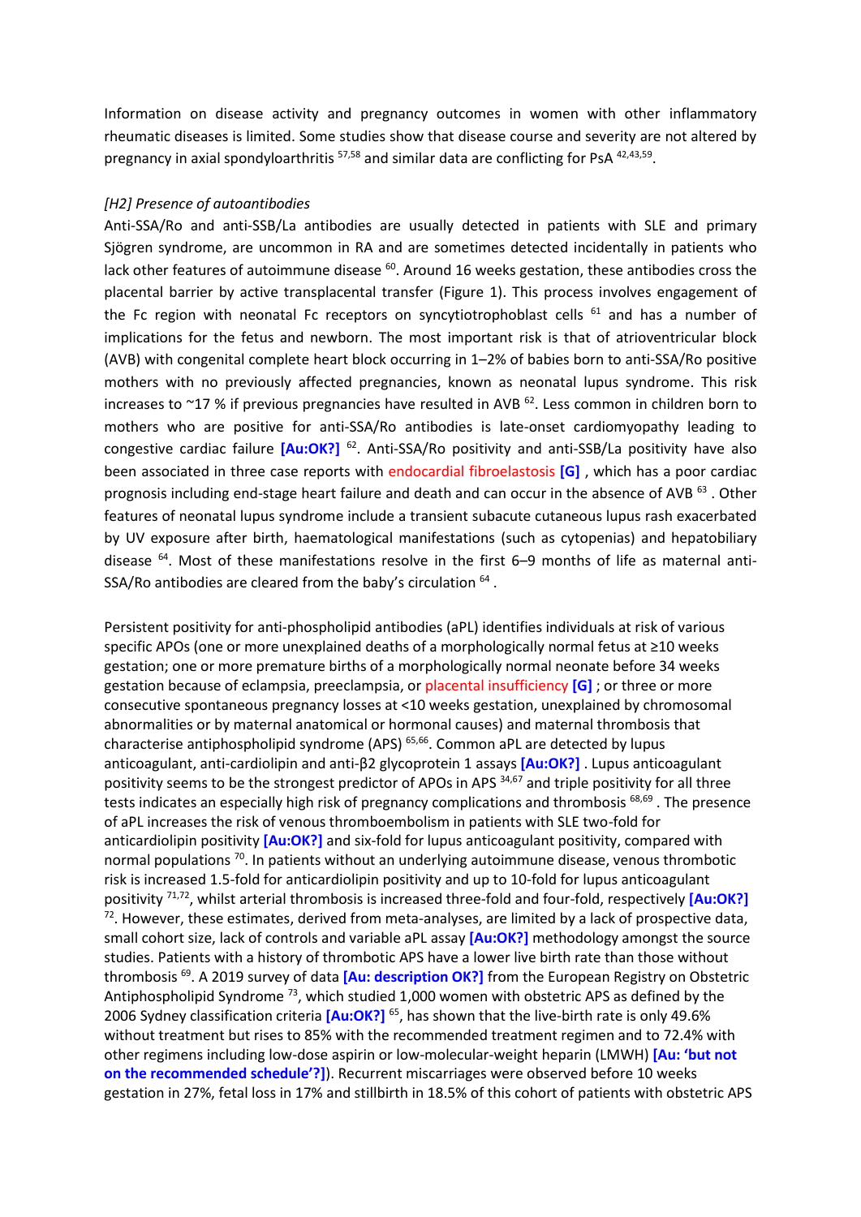Information on disease activity and pregnancy outcomes in women with other inflammatory rheumatic diseases is limited. Some studies show that disease course and severity are not altered by pregnancy in axial spondyloarthritis [57,58] and similar data are conflicting for PsA [42,43,59].

*[H2] Presence of autoantibodies*

Anti-SSA/Ro and anti-SSB/La antibodies are usually detected in patients with SLE and primary Sjögren syndrome, are uncommon in RA and are sometimes detected incidentally in patients who lack other features of autoimmune disease [60]. Around 16 weeks gestation, these antibodies cross the placental barrier by active transplacental transfer (Figure 1). This process involves engagement of the Fc region with neonatal Fc receptors on syncytiotrophoblast cells [61] and has a number of implications for the fetus and newborn. The most important risk is that of atrioventricular block (AVB) with congenital complete heart block occurring in 1–2% of babies born to anti-SSA/Ro positive mothers with no previously affected pregnancies, known as neonatal lupus syndrome. This risk increases to ~17 % if previous pregnancies have resulted in AVB [62]. Less common in children born to mothers who are positive for anti-SSA/Ro antibodies is late-onset cardiomyopathy leading to congestive cardiac failure **[Au:OK?]** [62]. Anti-SSA/Ro positivity and anti-SSB/La positivity have also been associated in three case reports with endocardial fibroelastosis **[G]** , which has a poor cardiac prognosis including end-stage heart failure and death and can occur in the absence of AVB [63] . Other features of neonatal lupus syndrome include a transient subacute cutaneous lupus rash exacerbated by UV exposure after birth, haematological manifestations (such as cytopenias) and hepatobiliary disease [64]. Most of these manifestations resolve in the first 6–9 months of life as maternal anti-SSA/Ro antibodies are cleared from the baby's circulation [64] .

Persistent positivity for anti-phospholipid antibodies (aPL) identifies individuals at risk of various specific APOs (one or more unexplained deaths of a morphologically normal fetus at ≥10 weeks gestation; one or more premature births of a morphologically normal neonate before 34 weeks gestation because of eclampsia, preeclampsia, or placental insufficiency **[G]** ; or three or more consecutive spontaneous pregnancy losses at <10 weeks gestation, unexplained by chromosomal abnormalities or by maternal anatomical or hormonal causes) and maternal thrombosis that characterise antiphospholipid syndrome (APS) [65,66]. Common aPL are detected by lupus anticoagulant, anti-cardiolipin and anti-β2 glycoprotein 1 assays **[Au:OK?]** . Lupus anticoagulant positivity seems to be the strongest predictor of APOs in APS [34,67] and triple positivity for all three tests indicates an especially high risk of pregnancy complications and thrombosis [68,69] . The presence of aPL increases the risk of venous thromboembolism in patients with SLE two-fold for anticardiolipin positivity **[Au:OK?]** and six-fold for lupus anticoagulant positivity, compared with normal populations [70]. In patients without an underlying autoimmune disease, venous thrombotic risk is increased 1.5-fold for anticardiolipin positivity and up to 10-fold for lupus anticoagulant positivity [71,72], whilst arterial thrombosis is increased three-fold and four-fold, respectively **[Au:OK?]** [72]. However, these estimates, derived from meta-analyses, are limited by a lack of prospective data, small cohort size, lack of controls and variable aPL assay **[Au:OK?]** methodology amongst the source studies. Patients with a history of thrombotic APS have a lower live birth rate than those without thrombosis [69]. A 2019 survey of data **[Au: description OK?]** from the European Registry on Obstetric Antiphospholipid Syndrome [73], which studied 1,000 women with obstetric APS as defined by the 2006 Sydney classification criteria **[Au:OK?]** [65], has shown that the live-birth rate is only 49.6% without treatment but rises to 85% with the recommended treatment regimen and to 72.4% with other regimens including low-dose aspirin or low-molecular-weight heparin (LMWH) **[Au: 'but not on the recommended schedule'?]**). Recurrent miscarriages were observed before 10 weeks gestation in 27%, fetal loss in 17% and stillbirth in 18.5% of this cohort of patients with obstetric APS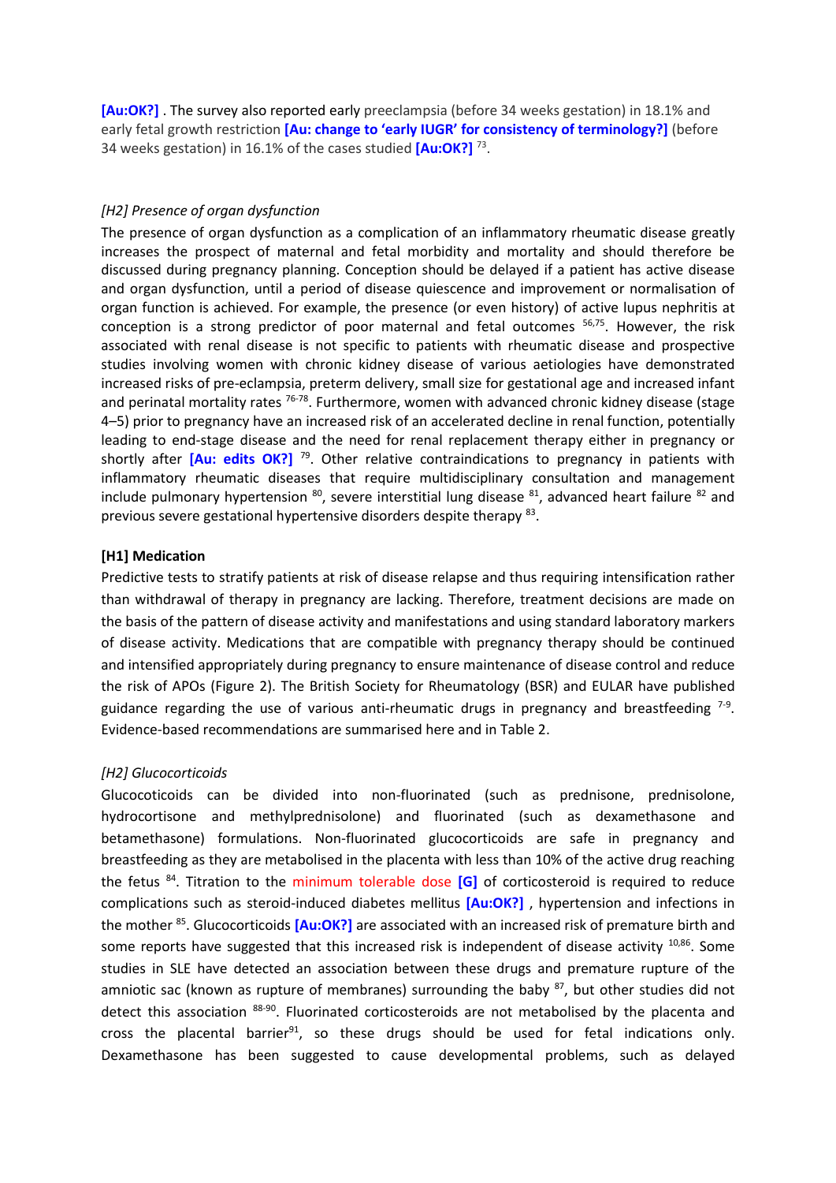[Au:OK?] . The survey also reported early preeclampsia (before 34 weeks gestation) in 18.1% and early fetal growth restriction [Au: change to 'early IUGR' for consistency of terminology?] (before 34 weeks gestation) in 16.1% of the cases studied [Au:OK?] [73].

## [H2] Presence of organ dysfunction

The presence of organ dysfunction as a complication of an inflammatory rheumatic disease greatly increases the prospect of maternal and fetal morbidity and mortality and should therefore be discussed during pregnancy planning. Conception should be delayed if a patient has active disease and organ dysfunction, until a period of disease quiescence and improvement or normalisation of organ function is achieved. For example, the presence (or even history) of active lupus nephritis at conception is a strong predictor of poor maternal and fetal outcomes [56,75]. However, the risk associated with renal disease is not specific to patients with rheumatic disease and prospective studies involving women with chronic kidney disease of various aetiologies have demonstrated increased risks of pre-eclampsia, preterm delivery, small size for gestational age and increased infant and perinatal mortality rates [76-78]. Furthermore, women with advanced chronic kidney disease (stage 4–5) prior to pregnancy have an increased risk of an accelerated decline in renal function, potentially leading to end-stage disease and the need for renal replacement therapy either in pregnancy or shortly after [Au: edits OK?] [79]. Other relative contraindications to pregnancy in patients with inflammatory rheumatic diseases that require multidisciplinary consultation and management include pulmonary hypertension [80], severe interstitial lung disease [81], advanced heart failure [82] and previous severe gestational hypertensive disorders despite therapy [83].

# [H1] Medication

Predictive tests to stratify patients at risk of disease relapse and thus requiring intensification rather than withdrawal of therapy in pregnancy are lacking. Therefore, treatment decisions are made on the basis of the pattern of disease activity and manifestations and using standard laboratory markers of disease activity. Medications that are compatible with pregnancy therapy should be continued and intensified appropriately during pregnancy to ensure maintenance of disease control and reduce the risk of APOs (Figure 2). The British Society for Rheumatology (BSR) and EULAR have published guidance regarding the use of various anti-rheumatic drugs in pregnancy and breastfeeding [7-9]. Evidence-based recommendations are summarised here and in Table 2.

## [H2] Glucocorticoids

Glucocoticoids can be divided into non-fluorinated (such as prednisone, prednisolone, hydrocortisone and methylprednisolone) and fluorinated (such as dexamethasone and betamethasone) formulations. Non-fluorinated glucocorticoids are safe in pregnancy and breastfeeding as they are metabolised in the placenta with less than 10% of the active drug reaching the fetus [84]. Titration to the minimum tolerable dose [G] of corticosteroid is required to reduce complications such as steroid-induced diabetes mellitus [Au:OK?] , hypertension and infections in the mother [85]. Glucocorticoids [Au:OK?] are associated with an increased risk of premature birth and some reports have suggested that this increased risk is independent of disease activity [10,86]. Some studies in SLE have detected an association between these drugs and premature rupture of the amniotic sac (known as rupture of membranes) surrounding the baby [87], but other studies did not detect this association [88-90]. Fluorinated corticosteroids are not metabolised by the placenta and cross the placental barrier[91], so these drugs should be used for fetal indications only. Dexamethasone has been suggested to cause developmental problems, such as delayed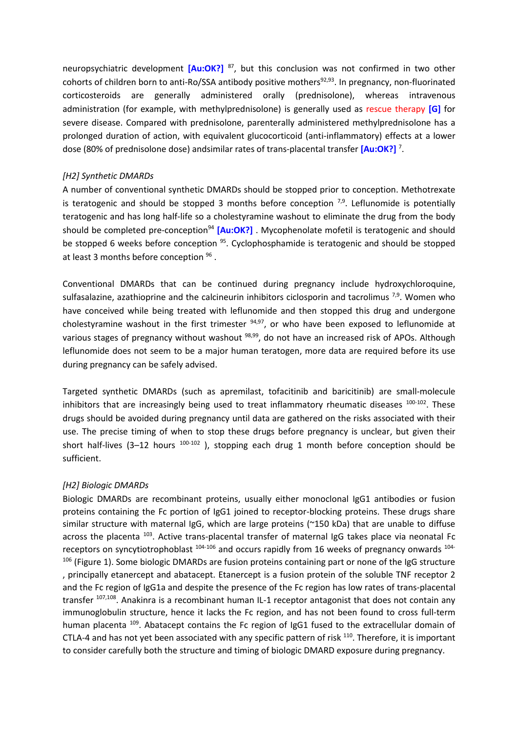neuropsychiatric development **[Au:OK?]** [87], but this conclusion was not confirmed in two other cohorts of children born to anti-Ro/SSA antibody positive mothers[92,93]. In pregnancy, non-fluorinated corticosteroids are generally administered orally (prednisolone), whereas intravenous administration (for example, with methylprednisolone) is generally used as rescue therapy **[G]** for severe disease. Compared with prednisolone, parenterally administered methylprednisolone has a prolonged duration of action, with equivalent glucocorticoid (anti-inflammatory) effects at a lower dose (80% of prednisolone dose) andsimilar rates of trans-placental transfer **[Au:OK?]** [7].

*[H2] Synthetic DMARDs*

A number of conventional synthetic DMARDs should be stopped prior to conception. Methotrexate is teratogenic and should be stopped 3 months before conception [7,9]. Leflunomide is potentially teratogenic and has long half-life so a cholestyramine washout to eliminate the drug from the body should be completed pre-conception[94] **[Au:OK?]** . Mycophenolate mofetil is teratogenic and should be stopped 6 weeks before conception [95]. Cyclophosphamide is teratogenic and should be stopped at least 3 months before conception [96] .

Conventional DMARDs that can be continued during pregnancy include hydroxychloroquine, sulfasalazine, azathioprine and the calcineurin inhibitors ciclosporin and tacrolimus [7,9]. Women who have conceived while being treated with leflunomide and then stopped this drug and undergone cholestyramine washout in the first trimester [94,97], or who have been exposed to leflunomide at various stages of pregnancy without washout [98,99], do not have an increased risk of APOs. Although leflunomide does not seem to be a major human teratogen, more data are required before its use during pregnancy can be safely advised.

Targeted synthetic DMARDs (such as apremilast, tofacitinib and baricitinib) are small-molecule inhibitors that are increasingly being used to treat inflammatory rheumatic diseases [100-102]. These drugs should be avoided during pregnancy until data are gathered on the risks associated with their use. The precise timing of when to stop these drugs before pregnancy is unclear, but given their short half-lives (3–12 hours [100-102] ), stopping each drug 1 month before conception should be sufficient.

*[H2] Biologic DMARDs*

Biologic DMARDs are recombinant proteins, usually either monoclonal IgG1 antibodies or fusion proteins containing the Fc portion of IgG1 joined to receptor-blocking proteins. These drugs share similar structure with maternal IgG, which are large proteins (~150 kDa) that are unable to diffuse across the placenta [103]. Active trans-placental transfer of maternal IgG takes place via neonatal Fc receptors on syncytiotrophoblast [104-106] and occurs rapidly from 16 weeks of pregnancy onwards [104-106] (Figure 1). Some biologic DMARDs are fusion proteins containing part or none of the IgG structure , principally etanercept and abatacept. Etanercept is a fusion protein of the soluble TNF receptor 2 and the Fc region of IgG1a and despite the presence of the Fc region has low rates of trans-placental transfer [107,108]. Anakinra is a recombinant human IL-1 receptor antagonist that does not contain any immunoglobulin structure, hence it lacks the Fc region, and has not been found to cross full-term human placenta [109]. Abatacept contains the Fc region of IgG1 fused to the extracellular domain of CTLA-4 and has not yet been associated with any specific pattern of risk [110]. Therefore, it is important to consider carefully both the structure and timing of biologic DMARD exposure during pregnancy.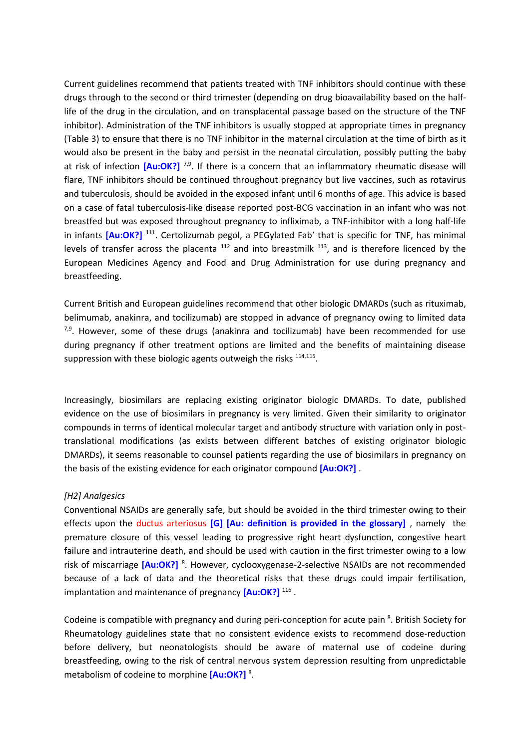Current guidelines recommend that patients treated with TNF inhibitors should continue with these drugs through to the second or third trimester (depending on drug bioavailability based on the half-life of the drug in the circulation, and on transplacental passage based on the structure of the TNF inhibitor). Administration of the TNF inhibitors is usually stopped at appropriate times in pregnancy (Table 3) to ensure that there is no TNF inhibitor in the maternal circulation at the time of birth as it would also be present in the baby and persist in the neonatal circulation, possibly putting the baby at risk of infection **[Au:OK?]** [7,9]. If there is a concern that an inflammatory rheumatic disease will flare, TNF inhibitors should be continued throughout pregnancy but live vaccines, such as rotavirus and tuberculosis, should be avoided in the exposed infant until 6 months of age. This advice is based on a case of fatal tuberculosis-like disease reported post-BCG vaccination in an infant who was not breastfed but was exposed throughout pregnancy to infliximab, a TNF-inhibitor with a long half-life in infants **[Au:OK?]** [111]. Certolizumab pegol, a PEGylated Fab′ that is specific for TNF, has minimal levels of transfer across the placenta [112] and into breastmilk [113], and is therefore licenced by the European Medicines Agency and Food and Drug Administration for use during pregnancy and breastfeeding.

Current British and European guidelines recommend that other biologic DMARDs (such as rituximab, belimumab, anakinra, and tocilizumab) are stopped in advance of pregnancy owing to limited data [7,9]. However, some of these drugs (anakinra and tocilizumab) have been recommended for use during pregnancy if other treatment options are limited and the benefits of maintaining disease suppression with these biologic agents outweigh the risks [114,115].

Increasingly, biosimilars are replacing existing originator biologic DMARDs. To date, published evidence on the use of biosimilars in pregnancy is very limited. Given their similarity to originator compounds in terms of identical molecular target and antibody structure with variation only in post-translational modifications (as exists between different batches of existing originator biologic DMARDs), it seems reasonable to counsel patients regarding the use of biosimilars in pregnancy on the basis of the existing evidence for each originator compound **[Au:OK?]** .

*[H2] Analgesics*

Conventional NSAIDs are generally safe, but should be avoided in the third trimester owing to their effects upon the ductus arteriosus **[G] [Au: definition is provided in the glossary]** , namely the premature closure of this vessel leading to progressive right heart dysfunction, congestive heart failure and intrauterine death, and should be used with caution in the first trimester owing to a low risk of miscarriage **[Au:OK?]** [8]. However, cyclooxygenase-2-selective NSAIDs are not recommended because of a lack of data and the theoretical risks that these drugs could impair fertilisation, implantation and maintenance of pregnancy **[Au:OK?]** [116] .

Codeine is compatible with pregnancy and during peri-conception for acute pain [8]. British Society for Rheumatology guidelines state that no consistent evidence exists to recommend dose-reduction before delivery, but neonatologists should be aware of maternal use of codeine during breastfeeding, owing to the risk of central nervous system depression resulting from unpredictable metabolism of codeine to morphine **[Au:OK?]** [8].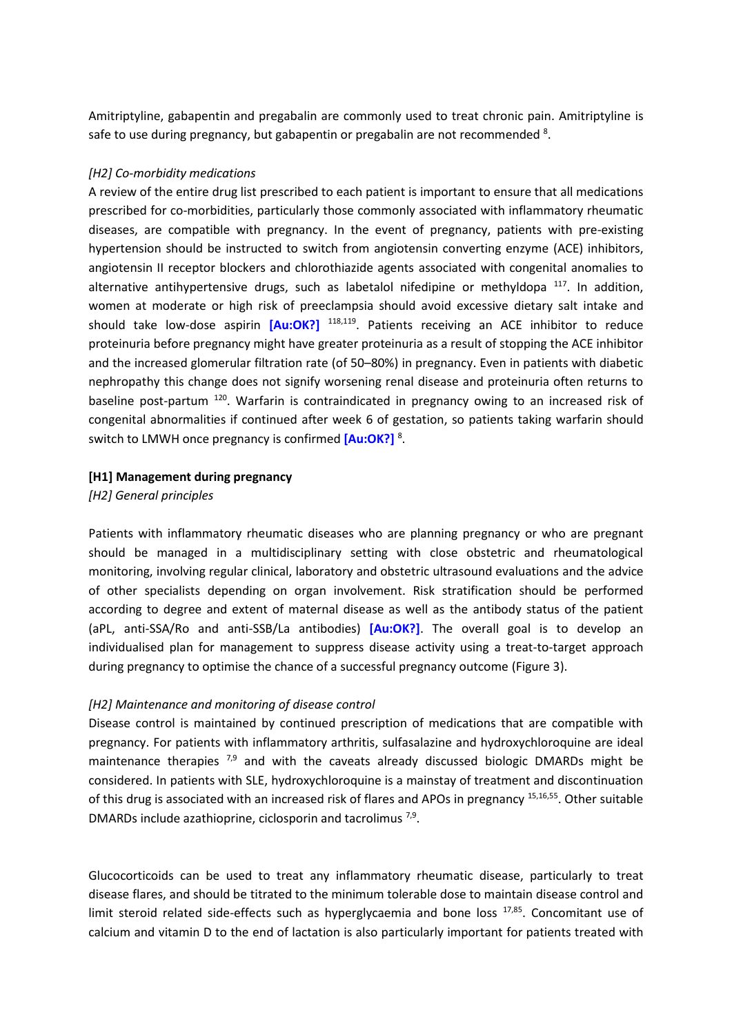Amitriptyline, gabapentin and pregabalin are commonly used to treat chronic pain. Amitriptyline is safe to use during pregnancy, but gabapentin or pregabalin are not recommended [8].

*[H2] Co-morbidity medications*

A review of the entire drug list prescribed to each patient is important to ensure that all medications prescribed for co-morbidities, particularly those commonly associated with inflammatory rheumatic diseases, are compatible with pregnancy. In the event of pregnancy, patients with pre-existing hypertension should be instructed to switch from angiotensin converting enzyme (ACE) inhibitors, angiotensin II receptor blockers and chlorothiazide agents associated with congenital anomalies to alternative antihypertensive drugs, such as labetalol nifedipine or methyldopa [117]. In addition, women at moderate or high risk of preeclampsia should avoid excessive dietary salt intake and should take low-dose aspirin **[Au:OK?]** [118,119]. Patients receiving an ACE inhibitor to reduce proteinuria before pregnancy might have greater proteinuria as a result of stopping the ACE inhibitor and the increased glomerular filtration rate (of 50–80%) in pregnancy. Even in patients with diabetic nephropathy this change does not signify worsening renal disease and proteinuria often returns to baseline post-partum [120]. Warfarin is contraindicated in pregnancy owing to an increased risk of congenital abnormalities if continued after week 6 of gestation, so patients taking warfarin should switch to LMWH once pregnancy is confirmed **[Au:OK?]** [8].

**[H1] Management during pregnancy**

*[H2] General principles*

Patients with inflammatory rheumatic diseases who are planning pregnancy or who are pregnant should be managed in a multidisciplinary setting with close obstetric and rheumatological monitoring, involving regular clinical, laboratory and obstetric ultrasound evaluations and the advice of other specialists depending on organ involvement. Risk stratification should be performed according to degree and extent of maternal disease as well as the antibody status of the patient (aPL, anti-SSA/Ro and anti-SSB/La antibodies) **[Au:OK?]**. The overall goal is to develop an individualised plan for management to suppress disease activity using a treat-to-target approach during pregnancy to optimise the chance of a successful pregnancy outcome (Figure 3).

*[H2] Maintenance and monitoring of disease control*

Disease control is maintained by continued prescription of medications that are compatible with pregnancy. For patients with inflammatory arthritis, sulfasalazine and hydroxychloroquine are ideal maintenance therapies [7,9] and with the caveats already discussed biologic DMARDs might be considered. In patients with SLE, hydroxychloroquine is a mainstay of treatment and discontinuation of this drug is associated with an increased risk of flares and APOs in pregnancy [15,16,55]. Other suitable DMARDs include azathioprine, ciclosporin and tacrolimus [7,9].

Glucocorticoids can be used to treat any inflammatory rheumatic disease, particularly to treat disease flares, and should be titrated to the minimum tolerable dose to maintain disease control and limit steroid related side-effects such as hyperglycaemia and bone loss [17,85]. Concomitant use of calcium and vitamin D to the end of lactation is also particularly important for patients treated with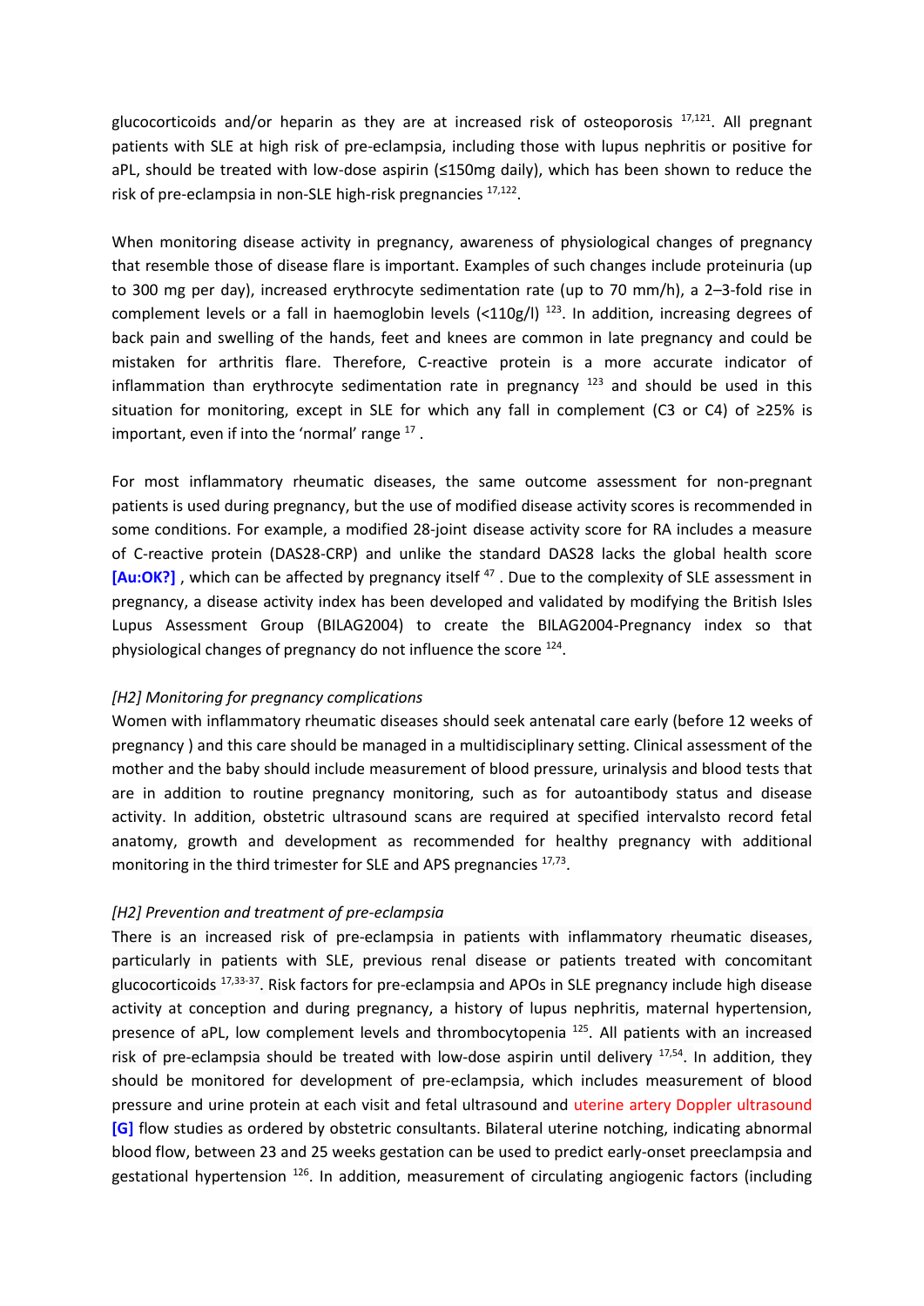glucocorticoids and/or heparin as they are at increased risk of osteoporosis [17,121]. All pregnant patients with SLE at high risk of pre-eclampsia, including those with lupus nephritis or positive for aPL, should be treated with low-dose aspirin (≤150mg daily), which has been shown to reduce the risk of pre-eclampsia in non-SLE high-risk pregnancies [17,122].

When monitoring disease activity in pregnancy, awareness of physiological changes of pregnancy that resemble those of disease flare is important. Examples of such changes include proteinuria (up to 300 mg per day), increased erythrocyte sedimentation rate (up to 70 mm/h), a 2–3-fold rise in complement levels or a fall in haemoglobin levels (<110g/l) [123]. In addition, increasing degrees of back pain and swelling of the hands, feet and knees are common in late pregnancy and could be mistaken for arthritis flare. Therefore, C-reactive protein is a more accurate indicator of inflammation than erythrocyte sedimentation rate in pregnancy [123] and should be used in this situation for monitoring, except in SLE for which any fall in complement (C3 or C4) of ≥25% is important, even if into the 'normal' range [17].

For most inflammatory rheumatic diseases, the same outcome assessment for non-pregnant patients is used during pregnancy, but the use of modified disease activity scores is recommended in some conditions. For example, a modified 28-joint disease activity score for RA includes a measure of C-reactive protein (DAS28-CRP) and unlike the standard DAS28 lacks the global health score **[Au:OK?]** , which can be affected by pregnancy itself [47]. Due to the complexity of SLE assessment in pregnancy, a disease activity index has been developed and validated by modifying the British Isles Lupus Assessment Group (BILAG2004) to create the BILAG2004-Pregnancy index so that physiological changes of pregnancy do not influence the score [124].

*[H2] Monitoring for pregnancy complications*

Women with inflammatory rheumatic diseases should seek antenatal care early (before 12 weeks of pregnancy ) and this care should be managed in a multidisciplinary setting. Clinical assessment of the mother and the baby should include measurement of blood pressure, urinalysis and blood tests that are in addition to routine pregnancy monitoring, such as for autoantibody status and disease activity. In addition, obstetric ultrasound scans are required at specified intervalsto record fetal anatomy, growth and development as recommended for healthy pregnancy with additional monitoring in the third trimester for SLE and APS pregnancies [17,73].

*[H2] Prevention and treatment of pre-eclampsia*

There is an increased risk of pre-eclampsia in patients with inflammatory rheumatic diseases, particularly in patients with SLE, previous renal disease or patients treated with concomitant glucocorticoids [17,33-37]. Risk factors for pre-eclampsia and APOs in SLE pregnancy include high disease activity at conception and during pregnancy, a history of lupus nephritis, maternal hypertension, presence of aPL, low complement levels and thrombocytopenia [125]. All patients with an increased risk of pre-eclampsia should be treated with low-dose aspirin until delivery [17,54]. In addition, they should be monitored for development of pre-eclampsia, which includes measurement of blood pressure and urine protein at each visit and fetal ultrasound and uterine artery Doppler ultrasound **[G]** flow studies as ordered by obstetric consultants. Bilateral uterine notching, indicating abnormal blood flow, between 23 and 25 weeks gestation can be used to predict early-onset preeclampsia and gestational hypertension [126]. In addition, measurement of circulating angiogenic factors (including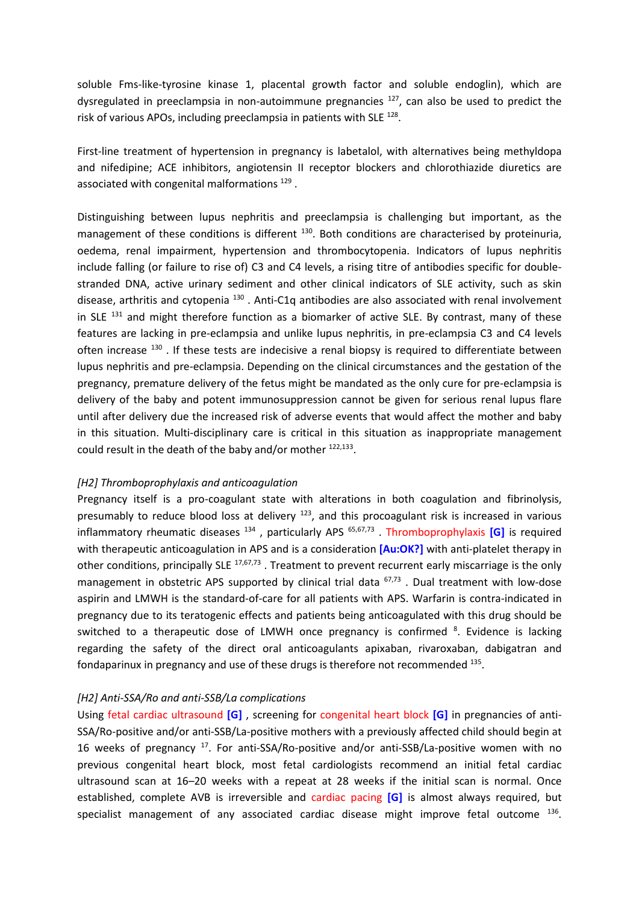soluble Fms-like-tyrosine kinase 1, placental growth factor and soluble endoglin), which are dysregulated in preeclampsia in non-autoimmune pregnancies [127], can also be used to predict the risk of various APOs, including preeclampsia in patients with SLE [128].

First-line treatment of hypertension in pregnancy is labetalol, with alternatives being methyldopa and nifedipine; ACE inhibitors, angiotensin II receptor blockers and chlorothiazide diuretics are associated with congenital malformations [129] .

Distinguishing between lupus nephritis and preeclampsia is challenging but important, as the management of these conditions is different [130]. Both conditions are characterised by proteinuria, oedema, renal impairment, hypertension and thrombocytopenia. Indicators of lupus nephritis include falling (or failure to rise of) C3 and C4 levels, a rising titre of antibodies specific for double-stranded DNA, active urinary sediment and other clinical indicators of SLE activity, such as skin disease, arthritis and cytopenia [130] . Anti-C1q antibodies are also associated with renal involvement in SLE [131] and might therefore function as a biomarker of active SLE. By contrast, many of these features are lacking in pre-eclampsia and unlike lupus nephritis, in pre-eclampsia C3 and C4 levels often increase [130] . If these tests are indecisive a renal biopsy is required to differentiate between lupus nephritis and pre-eclampsia. Depending on the clinical circumstances and the gestation of the pregnancy, premature delivery of the fetus might be mandated as the only cure for pre-eclampsia is delivery of the baby and potent immunosuppression cannot be given for serious renal lupus flare until after delivery due the increased risk of adverse events that would affect the mother and baby in this situation. Multi-disciplinary care is critical in this situation as inappropriate management could result in the death of the baby and/or mother [122,133].

*[H2] Thromboprophylaxis and anticoagulation*

Pregnancy itself is a pro-coagulant state with alterations in both coagulation and fibrinolysis, presumably to reduce blood loss at delivery [123], and this procoagulant risk is increased in various inflammatory rheumatic diseases [134] , particularly APS [65,67,73] . Thromboprophylaxis **[G]** is required with therapeutic anticoagulation in APS and is a consideration **[Au:OK?]** with anti-platelet therapy in other conditions, principally SLE [17,67,73] . Treatment to prevent recurrent early miscarriage is the only management in obstetric APS supported by clinical trial data [67,73] . Dual treatment with low-dose aspirin and LMWH is the standard-of-care for all patients with APS. Warfarin is contra-indicated in pregnancy due to its teratogenic effects and patients being anticoagulated with this drug should be switched to a therapeutic dose of LMWH once pregnancy is confirmed [8]. Evidence is lacking regarding the safety of the direct oral anticoagulants apixaban, rivaroxaban, dabigatran and fondaparinux in pregnancy and use of these drugs is therefore not recommended [135].

*[H2] Anti-SSA/Ro and anti-SSB/La complications*

Using fetal cardiac ultrasound **[G]** , screening for congenital heart block **[G]** in pregnancies of anti-SSA/Ro-positive and/or anti-SSB/La-positive mothers with a previously affected child should begin at 16 weeks of pregnancy [17]. For anti-SSA/Ro-positive and/or anti-SSB/La-positive women with no previous congenital heart block, most fetal cardiologists recommend an initial fetal cardiac ultrasound scan at 16–20 weeks with a repeat at 28 weeks if the initial scan is normal. Once established, complete AVB is irreversible and cardiac pacing **[G]** is almost always required, but specialist management of any associated cardiac disease might improve fetal outcome [136].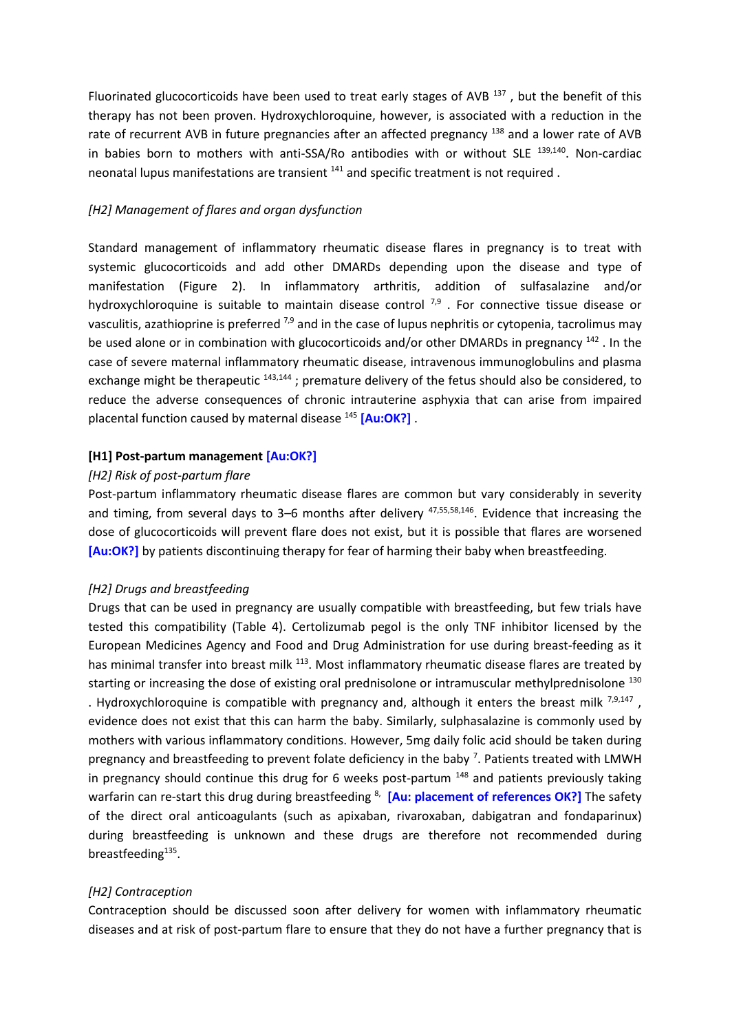Fluorinated glucocorticoids have been used to treat early stages of AVB [137] , but the benefit of this therapy has not been proven. Hydroxychloroquine, however, is associated with a reduction in the rate of recurrent AVB in future pregnancies after an affected pregnancy [138] and a lower rate of AVB in babies born to mothers with anti-SSA/Ro antibodies with or without SLE [139,140]. Non-cardiac neonatal lupus manifestations are transient [141] and specific treatment is not required .

*[H2] Management of flares and organ dysfunction*

Standard management of inflammatory rheumatic disease flares in pregnancy is to treat with systemic glucocorticoids and add other DMARDs depending upon the disease and type of manifestation (Figure 2). In inflammatory arthritis, addition of sulfasalazine and/or hydroxychloroquine is suitable to maintain disease control [7,9] . For connective tissue disease or vasculitis, azathioprine is preferred [7,9] and in the case of lupus nephritis or cytopenia, tacrolimus may be used alone or in combination with glucocorticoids and/or other DMARDs in pregnancy [142] . In the case of severe maternal inflammatory rheumatic disease, intravenous immunoglobulins and plasma exchange might be therapeutic [143,144] ; premature delivery of the fetus should also be considered, to reduce the adverse consequences of chronic intrauterine asphyxia that can arise from impaired placental function caused by maternal disease [145] **[Au:OK?]** .

**[H1] Post-partum management [Au:OK?]**

*[H2] Risk of post-partum flare*

Post-partum inflammatory rheumatic disease flares are common but vary considerably in severity and timing, from several days to 3–6 months after delivery [47,55,58,146]. Evidence that increasing the dose of glucocorticoids will prevent flare does not exist, but it is possible that flares are worsened **[Au:OK?]** by patients discontinuing therapy for fear of harming their baby when breastfeeding.

*[H2] Drugs and breastfeeding*

Drugs that can be used in pregnancy are usually compatible with breastfeeding, but few trials have tested this compatibility (Table 4). Certolizumab pegol is the only TNF inhibitor licensed by the European Medicines Agency and Food and Drug Administration for use during breast-feeding as it has minimal transfer into breast milk [113]. Most inflammatory rheumatic disease flares are treated by starting or increasing the dose of existing oral prednisolone or intramuscular methylprednisolone [130] . Hydroxychloroquine is compatible with pregnancy and, although it enters the breast milk [7,9,147] , evidence does not exist that this can harm the baby. Similarly, sulphasalazine is commonly used by mothers with various inflammatory conditions. However, 5mg daily folic acid should be taken during pregnancy and breastfeeding to prevent folate deficiency in the baby [7]. Patients treated with LMWH in pregnancy should continue this drug for 6 weeks post-partum [148] and patients previously taking warfarin can re-start this drug during breastfeeding [8,] **[Au: placement of references OK?]** The safety of the direct oral anticoagulants (such as apixaban, rivaroxaban, dabigatran and fondaparinux) during breastfeeding is unknown and these drugs are therefore not recommended during breastfeeding[135].

*[H2] Contraception*

Contraception should be discussed soon after delivery for women with inflammatory rheumatic diseases and at risk of post-partum flare to ensure that they do not have a further pregnancy that is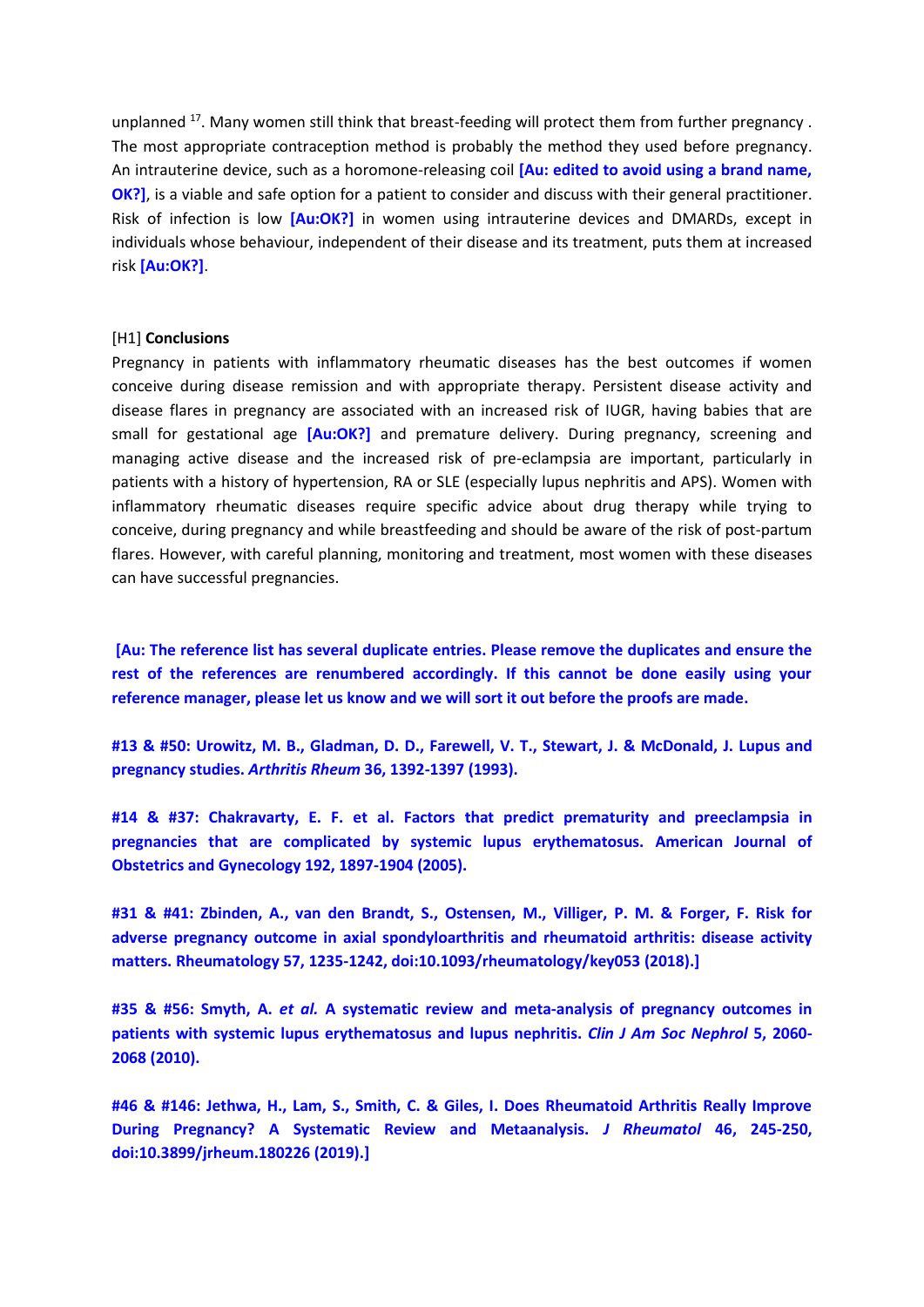unplanned [17]. Many women still think that breast-feeding will protect them from further pregnancy . The most appropriate contraception method is probably the method they used before pregnancy. An intrauterine device, such as a horomone-releasing coil **[Au: edited to avoid using a brand name, OK?]**, is a viable and safe option for a patient to consider and discuss with their general practitioner. Risk of infection is low **[Au:OK?]** in women using intrauterine devices and DMARDs, except in individuals whose behaviour, independent of their disease and its treatment, puts them at increased risk **[Au:OK?]**.

# [H1] Conclusions

Pregnancy in patients with inflammatory rheumatic diseases has the best outcomes if women conceive during disease remission and with appropriate therapy. Persistent disease activity and disease flares in pregnancy are associated with an increased risk of IUGR, having babies that are small for gestational age **[Au:OK?]** and premature delivery. During pregnancy, screening and managing active disease and the increased risk of pre-eclampsia are important, particularly in patients with a history of hypertension, RA or SLE (especially lupus nephritis and APS). Women with inflammatory rheumatic diseases require specific advice about drug therapy while trying to conceive, during pregnancy and while breastfeeding and should be aware of the risk of post-partum flares. However, with careful planning, monitoring and treatment, most women with these diseases can have successful pregnancies.

**[Au: The reference list has several duplicate entries. Please remove the duplicates and ensure the rest of the references are renumbered accordingly. If this cannot be done easily using your reference manager, please let us know and we will sort it out before the proofs are made.**

**#13 & #50: Urowitz, M. B., Gladman, D. D., Farewell, V. T., Stewart, J. & McDonald, J. Lupus and pregnancy studies. *Arthritis Rheum* 36, 1392-1397 (1993).**

**#14 & #37: Chakravarty, E. F. et al. Factors that predict prematurity and preeclampsia in pregnancies that are complicated by systemic lupus erythematosus. American Journal of Obstetrics and Gynecology 192, 1897-1904 (2005).**

**#31 & #41: Zbinden, A., van den Brandt, S., Ostensen, M., Villiger, P. M. & Forger, F. Risk for adverse pregnancy outcome in axial spondyloarthritis and rheumatoid arthritis: disease activity matters. Rheumatology 57, 1235-1242, doi:10.1093/rheumatology/key053 (2018).]**

**#35 & #56: Smyth, A. *et al.* A systematic review and meta-analysis of pregnancy outcomes in patients with systemic lupus erythematosus and lupus nephritis. *Clin J Am Soc Nephrol* 5, 2060-2068 (2010).**

**#46 & #146: Jethwa, H., Lam, S., Smith, C. & Giles, I. Does Rheumatoid Arthritis Really Improve During Pregnancy? A Systematic Review and Metaanalysis. *J Rheumatol* 46, 245-250, doi:10.3899/jrheum.180226 (2019).]**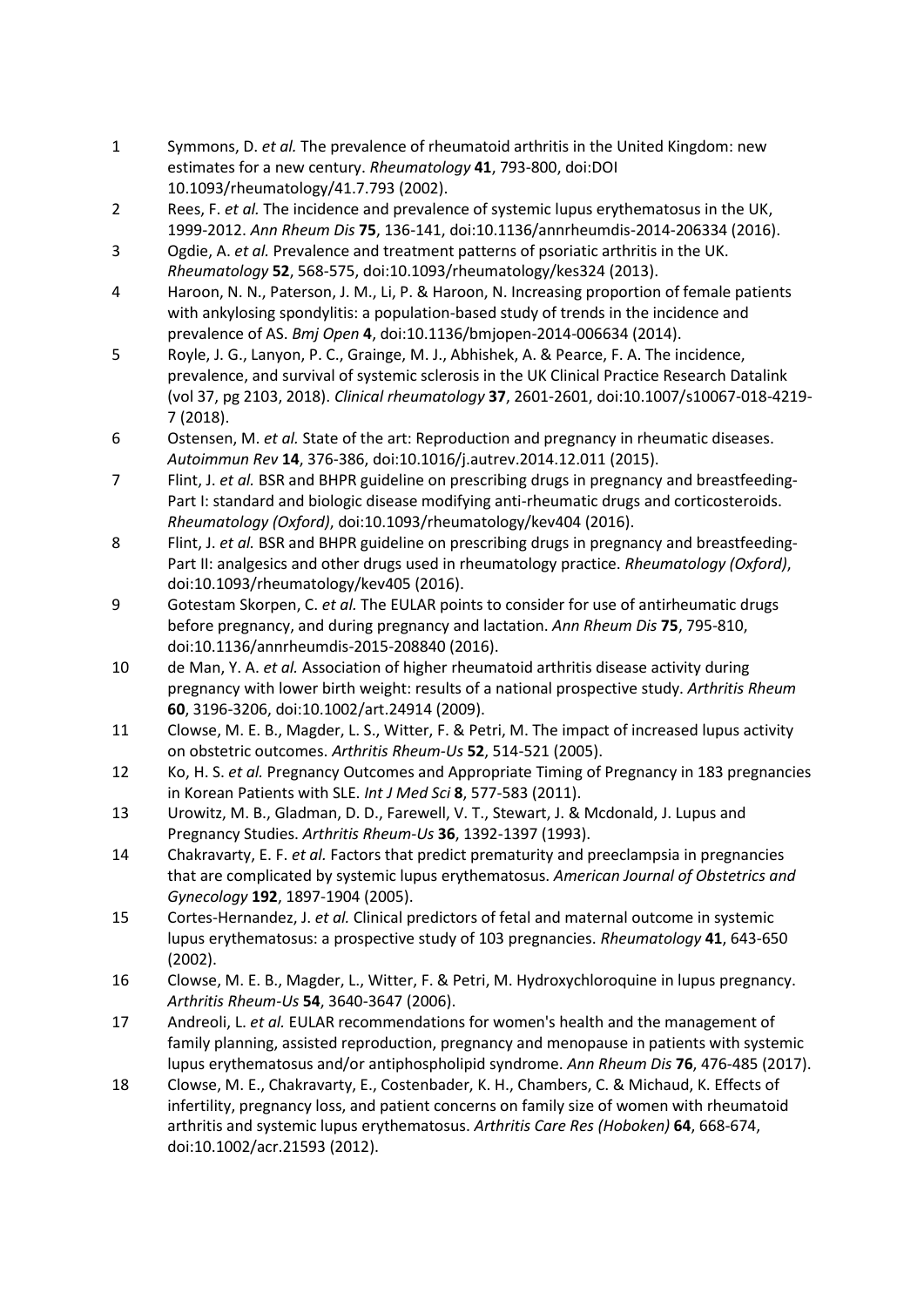1. Symmons, D. *et al.* The prevalence of rheumatoid arthritis in the United Kingdom: new estimates for a new century. *Rheumatology* **41**, 793-800, doi:DOI 10.1093/rheumatology/41.7.793 (2002).
2. Rees, F. *et al.* The incidence and prevalence of systemic lupus erythematosus in the UK, 1999-2012. *Ann Rheum Dis* **75**, 136-141, doi:10.1136/annrheumdis-2014-206334 (2016).
3. Ogdie, A. *et al.* Prevalence and treatment patterns of psoriatic arthritis in the UK. *Rheumatology* **52**, 568-575, doi:10.1093/rheumatology/kes324 (2013).
4. Haroon, N. N., Paterson, J. M., Li, P. & Haroon, N. Increasing proportion of female patients with ankylosing spondylitis: a population-based study of trends in the incidence and prevalence of AS. *Bmj Open* **4**, doi:10.1136/bmjopen-2014-006634 (2014).
5. Royle, J. G., Lanyon, P. C., Grainge, M. J., Abhishek, A. & Pearce, F. A. The incidence, prevalence, and survival of systemic sclerosis in the UK Clinical Practice Research Datalink (vol 37, pg 2103, 2018). *Clinical rheumatology* **37**, 2601-2601, doi:10.1007/s10067-018-4219-7 (2018).
6. Ostensen, M. *et al.* State of the art: Reproduction and pregnancy in rheumatic diseases. *Autoimmun Rev* **14**, 376-386, doi:10.1016/j.autrev.2014.12.011 (2015).
7. Flint, J. *et al.* BSR and BHPR guideline on prescribing drugs in pregnancy and breastfeeding-Part I: standard and biologic disease modifying anti-rheumatic drugs and corticosteroids. *Rheumatology (Oxford)*, doi:10.1093/rheumatology/kev404 (2016).
8. Flint, J. *et al.* BSR and BHPR guideline on prescribing drugs in pregnancy and breastfeeding-Part II: analgesics and other drugs used in rheumatology practice. *Rheumatology (Oxford)*, doi:10.1093/rheumatology/kev405 (2016).
9. Gotestam Skorpen, C. *et al.* The EULAR points to consider for use of antirheumatic drugs before pregnancy, and during pregnancy and lactation. *Ann Rheum Dis* **75**, 795-810, doi:10.1136/annrheumdis-2015-208840 (2016).
10. de Man, Y. A. *et al.* Association of higher rheumatoid arthritis disease activity during pregnancy with lower birth weight: results of a national prospective study. *Arthritis Rheum* **60**, 3196-3206, doi:10.1002/art.24914 (2009).
11. Clowse, M. E. B., Magder, L. S., Witter, F. & Petri, M. The impact of increased lupus activity on obstetric outcomes. *Arthritis Rheum-Us* **52**, 514-521 (2005).
12. Ko, H. S. *et al.* Pregnancy Outcomes and Appropriate Timing of Pregnancy in 183 pregnancies in Korean Patients with SLE. *Int J Med Sci* **8**, 577-583 (2011).
13. Urowitz, M. B., Gladman, D. D., Farewell, V. T., Stewart, J. & Mcdonald, J. Lupus and Pregnancy Studies. *Arthritis Rheum-Us* **36**, 1392-1397 (1993).
14. Chakravarty, E. F. *et al.* Factors that predict prematurity and preeclampsia in pregnancies that are complicated by systemic lupus erythematosus. *American Journal of Obstetrics and Gynecology* **192**, 1897-1904 (2005).
15. Cortes-Hernandez, J. *et al.* Clinical predictors of fetal and maternal outcome in systemic lupus erythematosus: a prospective study of 103 pregnancies. *Rheumatology* **41**, 643-650 (2002).
16. Clowse, M. E. B., Magder, L., Witter, F. & Petri, M. Hydroxychloroquine in lupus pregnancy. *Arthritis Rheum-Us* **54**, 3640-3647 (2006).
17. Andreoli, L. *et al.* EULAR recommendations for women's health and the management of family planning, assisted reproduction, pregnancy and menopause in patients with systemic lupus erythematosus and/or antiphospholipid syndrome. *Ann Rheum Dis* **76**, 476-485 (2017).
18. Clowse, M. E., Chakravarty, E., Costenbader, K. H., Chambers, C. & Michaud, K. Effects of infertility, pregnancy loss, and patient concerns on family size of women with rheumatoid arthritis and systemic lupus erythematosus. *Arthritis Care Res (Hoboken)* **64**, 668-674, doi:10.1002/acr.21593 (2012).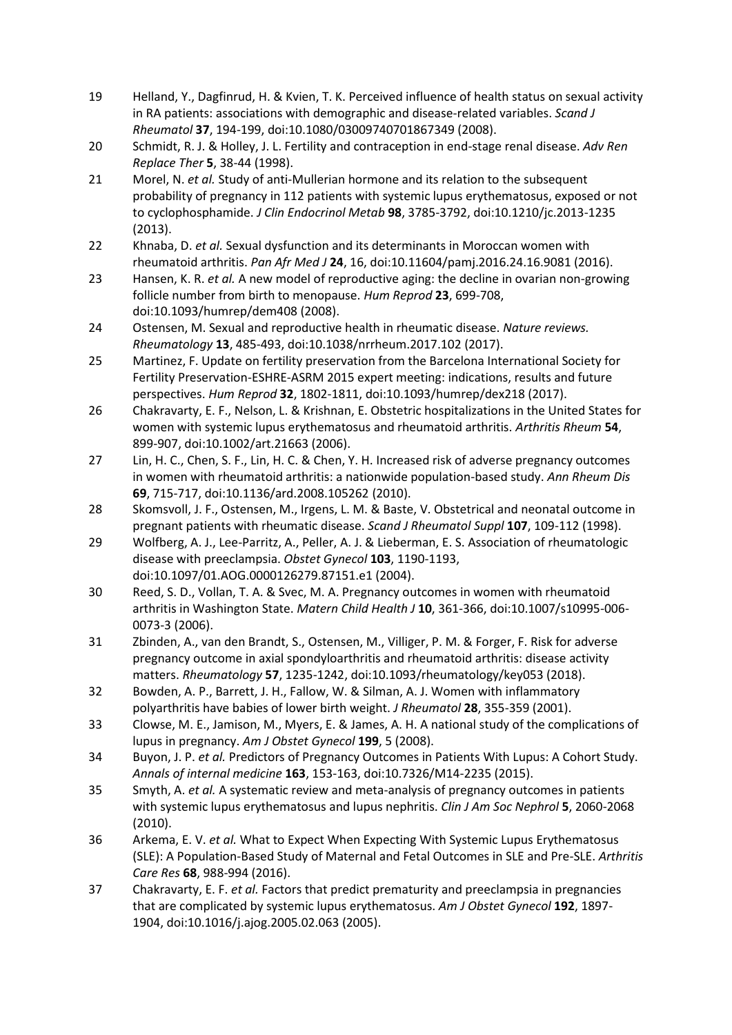19 Helland, Y., Dagfinrud, H. & Kvien, T. K. Perceived influence of health status on sexual activity in RA patients: associations with demographic and disease-related variables. *Scand J Rheumatol* **37**, 194-199, doi:10.1080/03009740701867349 (2008).

20 Schmidt, R. J. & Holley, J. L. Fertility and contraception in end-stage renal disease. *Adv Ren Replace Ther* **5**, 38-44 (1998).

21 Morel, N. *et al.* Study of anti-Mullerian hormone and its relation to the subsequent probability of pregnancy in 112 patients with systemic lupus erythematosus, exposed or not to cyclophosphamide. *J Clin Endocrinol Metab* **98**, 3785-3792, doi:10.1210/jc.2013-1235 (2013).

22 Khnaba, D. *et al.* Sexual dysfunction and its determinants in Moroccan women with rheumatoid arthritis. *Pan Afr Med J* **24**, 16, doi:10.11604/pamj.2016.24.16.9081 (2016).

23 Hansen, K. R. *et al.* A new model of reproductive aging: the decline in ovarian non-growing follicle number from birth to menopause. *Hum Reprod* **23**, 699-708, doi:10.1093/humrep/dem408 (2008).

24 Ostensen, M. Sexual and reproductive health in rheumatic disease. *Nature reviews. Rheumatology* **13**, 485-493, doi:10.1038/nrrheum.2017.102 (2017).

25 Martinez, F. Update on fertility preservation from the Barcelona International Society for Fertility Preservation-ESHRE-ASRM 2015 expert meeting: indications, results and future perspectives. *Hum Reprod* **32**, 1802-1811, doi:10.1093/humrep/dex218 (2017).

26 Chakravarty, E. F., Nelson, L. & Krishnan, E. Obstetric hospitalizations in the United States for women with systemic lupus erythematosus and rheumatoid arthritis. *Arthritis Rheum* **54**, 899-907, doi:10.1002/art.21663 (2006).

27 Lin, H. C., Chen, S. F., Lin, H. C. & Chen, Y. H. Increased risk of adverse pregnancy outcomes in women with rheumatoid arthritis: a nationwide population-based study. *Ann Rheum Dis* **69**, 715-717, doi:10.1136/ard.2008.105262 (2010).

28 Skomsvoll, J. F., Ostensen, M., Irgens, L. M. & Baste, V. Obstetrical and neonatal outcome in pregnant patients with rheumatic disease. *Scand J Rheumatol Suppl* **107**, 109-112 (1998).

29 Wolfberg, A. J., Lee-Parritz, A., Peller, A. J. & Lieberman, E. S. Association of rheumatologic disease with preeclampsia. *Obstet Gynecol* **103**, 1190-1193, doi:10.1097/01.AOG.0000126279.87151.e1 (2004).

30 Reed, S. D., Vollan, T. A. & Svec, M. A. Pregnancy outcomes in women with rheumatoid arthritis in Washington State. *Matern Child Health J* **10**, 361-366, doi:10.1007/s10995-006-0073-3 (2006).

31 Zbinden, A., van den Brandt, S., Ostensen, M., Villiger, P. M. & Forger, F. Risk for adverse pregnancy outcome in axial spondyloarthritis and rheumatoid arthritis: disease activity matters. *Rheumatology* **57**, 1235-1242, doi:10.1093/rheumatology/key053 (2018).

32 Bowden, A. P., Barrett, J. H., Fallow, W. & Silman, A. J. Women with inflammatory polyarthritis have babies of lower birth weight. *J Rheumatol* **28**, 355-359 (2001).

33 Clowse, M. E., Jamison, M., Myers, E. & James, A. H. A national study of the complications of lupus in pregnancy. *Am J Obstet Gynecol* **199**, 5 (2008).

34 Buyon, J. P. *et al.* Predictors of Pregnancy Outcomes in Patients With Lupus: A Cohort Study. *Annals of internal medicine* **163**, 153-163, doi:10.7326/M14-2235 (2015).

35 Smyth, A. *et al.* A systematic review and meta-analysis of pregnancy outcomes in patients with systemic lupus erythematosus and lupus nephritis. *Clin J Am Soc Nephrol* **5**, 2060-2068 (2010).

36 Arkema, E. V. *et al.* What to Expect When Expecting With Systemic Lupus Erythematosus (SLE): A Population-Based Study of Maternal and Fetal Outcomes in SLE and Pre-SLE. *Arthritis Care Res* **68**, 988-994 (2016).

37 Chakravarty, E. F. *et al.* Factors that predict prematurity and preeclampsia in pregnancies that are complicated by systemic lupus erythematosus. *Am J Obstet Gynecol* **192**, 1897-1904, doi:10.1016/j.ajog.2005.02.063 (2005).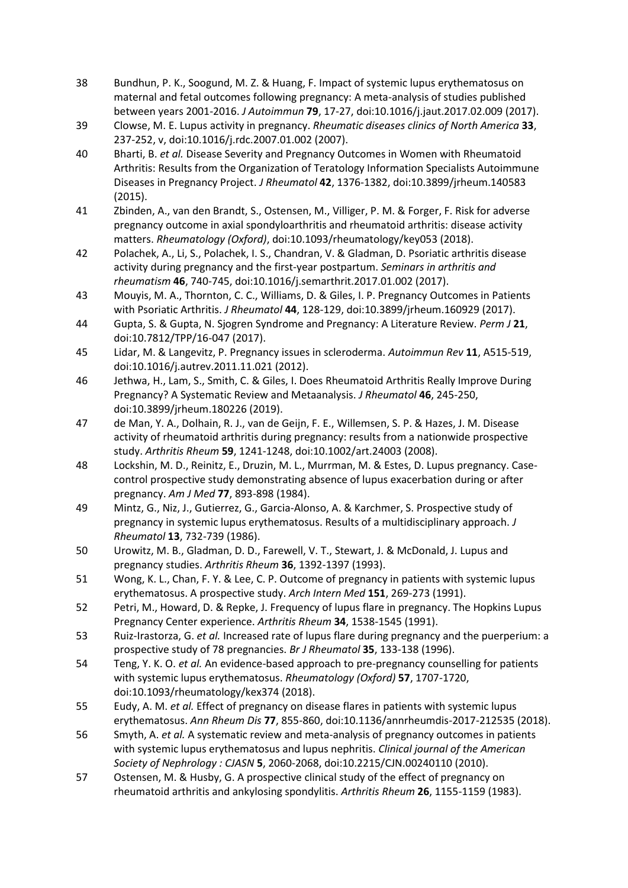38 Bundhun, P. K., Soogund, M. Z. & Huang, F. Impact of systemic lupus erythematosus on maternal and fetal outcomes following pregnancy: A meta-analysis of studies published between years 2001-2016. *J Autoimmun* **79**, 17-27, doi:10.1016/j.jaut.2017.02.009 (2017).

39 Clowse, M. E. Lupus activity in pregnancy. *Rheumatic diseases clinics of North America* **33**, 237-252, v, doi:10.1016/j.rdc.2007.01.002 (2007).

40 Bharti, B. *et al.* Disease Severity and Pregnancy Outcomes in Women with Rheumatoid Arthritis: Results from the Organization of Teratology Information Specialists Autoimmune Diseases in Pregnancy Project. *J Rheumatol* **42**, 1376-1382, doi:10.3899/jrheum.140583 (2015).

41 Zbinden, A., van den Brandt, S., Ostensen, M., Villiger, P. M. & Forger, F. Risk for adverse pregnancy outcome in axial spondyloarthritis and rheumatoid arthritis: disease activity matters. *Rheumatology (Oxford)*, doi:10.1093/rheumatology/key053 (2018).

42 Polachek, A., Li, S., Polachek, I. S., Chandran, V. & Gladman, D. Psoriatic arthritis disease activity during pregnancy and the first-year postpartum. *Seminars in arthritis and rheumatism* **46**, 740-745, doi:10.1016/j.semarthrit.2017.01.002 (2017).

43 Mouyis, M. A., Thornton, C. C., Williams, D. & Giles, I. P. Pregnancy Outcomes in Patients with Psoriatic Arthritis. *J Rheumatol* **44**, 128-129, doi:10.3899/jrheum.160929 (2017).

44 Gupta, S. & Gupta, N. Sjogren Syndrome and Pregnancy: A Literature Review. *Perm J* **21**, doi:10.7812/TPP/16-047 (2017).

45 Lidar, M. & Langevitz, P. Pregnancy issues in scleroderma. *Autoimmun Rev* **11**, A515-519, doi:10.1016/j.autrev.2011.11.021 (2012).

46 Jethwa, H., Lam, S., Smith, C. & Giles, I. Does Rheumatoid Arthritis Really Improve During Pregnancy? A Systematic Review and Metaanalysis. *J Rheumatol* **46**, 245-250, doi:10.3899/jrheum.180226 (2019).

47 de Man, Y. A., Dolhain, R. J., van de Geijn, F. E., Willemsen, S. P. & Hazes, J. M. Disease activity of rheumatoid arthritis during pregnancy: results from a nationwide prospective study. *Arthritis Rheum* **59**, 1241-1248, doi:10.1002/art.24003 (2008).

48 Lockshin, M. D., Reinitz, E., Druzin, M. L., Murrman, M. & Estes, D. Lupus pregnancy. Case-control prospective study demonstrating absence of lupus exacerbation during or after pregnancy. *Am J Med* **77**, 893-898 (1984).

49 Mintz, G., Niz, J., Gutierrez, G., Garcia-Alonso, A. & Karchmer, S. Prospective study of pregnancy in systemic lupus erythematosus. Results of a multidisciplinary approach. *J Rheumatol* **13**, 732-739 (1986).

50 Urowitz, M. B., Gladman, D. D., Farewell, V. T., Stewart, J. & McDonald, J. Lupus and pregnancy studies. *Arthritis Rheum* **36**, 1392-1397 (1993).

51 Wong, K. L., Chan, F. Y. & Lee, C. P. Outcome of pregnancy in patients with systemic lupus erythematosus. A prospective study. *Arch Intern Med* **151**, 269-273 (1991).

52 Petri, M., Howard, D. & Repke, J. Frequency of lupus flare in pregnancy. The Hopkins Lupus Pregnancy Center experience. *Arthritis Rheum* **34**, 1538-1545 (1991).

53 Ruiz-Irastorza, G. *et al.* Increased rate of lupus flare during pregnancy and the puerperium: a prospective study of 78 pregnancies. *Br J Rheumatol* **35**, 133-138 (1996).

54 Teng, Y. K. O. *et al.* An evidence-based approach to pre-pregnancy counselling for patients with systemic lupus erythematosus. *Rheumatology (Oxford)* **57**, 1707-1720, doi:10.1093/rheumatology/kex374 (2018).

55 Eudy, A. M. *et al.* Effect of pregnancy on disease flares in patients with systemic lupus erythematosus. *Ann Rheum Dis* **77**, 855-860, doi:10.1136/annrheumdis-2017-212535 (2018).

56 Smyth, A. *et al.* A systematic review and meta-analysis of pregnancy outcomes in patients with systemic lupus erythematosus and lupus nephritis. *Clinical journal of the American Society of Nephrology : CJASN* **5**, 2060-2068, doi:10.2215/CJN.00240110 (2010).

57 Ostensen, M. & Husby, G. A prospective clinical study of the effect of pregnancy on rheumatoid arthritis and ankylosing spondylitis. *Arthritis Rheum* **26**, 1155-1159 (1983).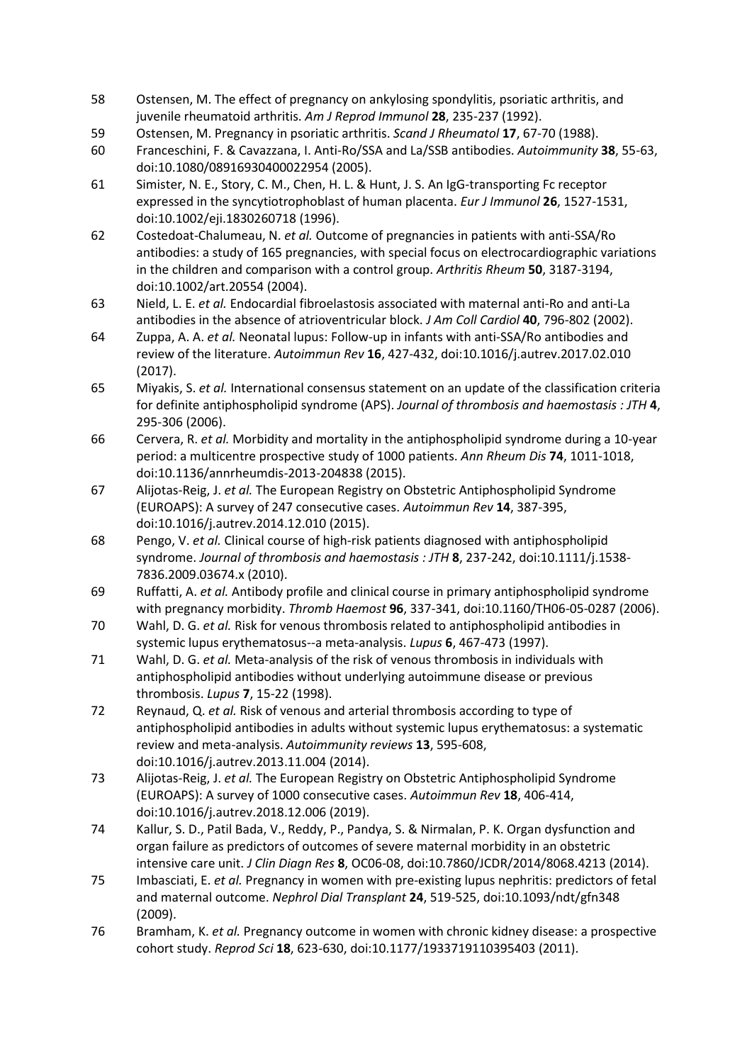58 Ostensen, M. The effect of pregnancy on ankylosing spondylitis, psoriatic arthritis, and juvenile rheumatoid arthritis. *Am J Reprod Immunol* **28**, 235-237 (1992).

59 Ostensen, M. Pregnancy in psoriatic arthritis. *Scand J Rheumatol* **17**, 67-70 (1988).

60 Franceschini, F. & Cavazzana, I. Anti-Ro/SSA and La/SSB antibodies. *Autoimmunity* **38**, 55-63, doi:10.1080/08916930400022954 (2005).

61 Simister, N. E., Story, C. M., Chen, H. L. & Hunt, J. S. An IgG-transporting Fc receptor expressed in the syncytiotrophoblast of human placenta. *Eur J Immunol* **26**, 1527-1531, doi:10.1002/eji.1830260718 (1996).

62 Costedoat-Chalumeau, N. *et al.* Outcome of pregnancies in patients with anti-SSA/Ro antibodies: a study of 165 pregnancies, with special focus on electrocardiographic variations in the children and comparison with a control group. *Arthritis Rheum* **50**, 3187-3194, doi:10.1002/art.20554 (2004).

63 Nield, L. E. *et al.* Endocardial fibroelastosis associated with maternal anti-Ro and anti-La antibodies in the absence of atrioventricular block. *J Am Coll Cardiol* **40**, 796-802 (2002).

64 Zuppa, A. A. *et al.* Neonatal lupus: Follow-up in infants with anti-SSA/Ro antibodies and review of the literature. *Autoimmun Rev* **16**, 427-432, doi:10.1016/j.autrev.2017.02.010 (2017).

65 Miyakis, S. *et al.* International consensus statement on an update of the classification criteria for definite antiphospholipid syndrome (APS). *Journal of thrombosis and haemostasis : JTH* **4**, 295-306 (2006).

66 Cervera, R. *et al.* Morbidity and mortality in the antiphospholipid syndrome during a 10-year period: a multicentre prospective study of 1000 patients. *Ann Rheum Dis* **74**, 1011-1018, doi:10.1136/annrheumdis-2013-204838 (2015).

67 Alijotas-Reig, J. *et al.* The European Registry on Obstetric Antiphospholipid Syndrome (EUROAPS): A survey of 247 consecutive cases. *Autoimmun Rev* **14**, 387-395, doi:10.1016/j.autrev.2014.12.010 (2015).

68 Pengo, V. *et al.* Clinical course of high-risk patients diagnosed with antiphospholipid syndrome. *Journal of thrombosis and haemostasis : JTH* **8**, 237-242, doi:10.1111/j.1538-7836.2009.03674.x (2010).

69 Ruffatti, A. *et al.* Antibody profile and clinical course in primary antiphospholipid syndrome with pregnancy morbidity. *Thromb Haemost* **96**, 337-341, doi:10.1160/TH06-05-0287 (2006).

70 Wahl, D. G. *et al.* Risk for venous thrombosis related to antiphospholipid antibodies in systemic lupus erythematosus--a meta-analysis. *Lupus* **6**, 467-473 (1997).

71 Wahl, D. G. *et al.* Meta-analysis of the risk of venous thrombosis in individuals with antiphospholipid antibodies without underlying autoimmune disease or previous thrombosis. *Lupus* **7**, 15-22 (1998).

72 Reynaud, Q. *et al.* Risk of venous and arterial thrombosis according to type of antiphospholipid antibodies in adults without systemic lupus erythematosus: a systematic review and meta-analysis. *Autoimmunity reviews* **13**, 595-608, doi:10.1016/j.autrev.2013.11.004 (2014).

73 Alijotas-Reig, J. *et al.* The European Registry on Obstetric Antiphospholipid Syndrome (EUROAPS): A survey of 1000 consecutive cases. *Autoimmun Rev* **18**, 406-414, doi:10.1016/j.autrev.2018.12.006 (2019).

74 Kallur, S. D., Patil Bada, V., Reddy, P., Pandya, S. & Nirmalan, P. K. Organ dysfunction and organ failure as predictors of outcomes of severe maternal morbidity in an obstetric intensive care unit. *J Clin Diagn Res* **8**, OC06-08, doi:10.7860/JCDR/2014/8068.4213 (2014).

75 Imbasciati, E. *et al.* Pregnancy in women with pre-existing lupus nephritis: predictors of fetal and maternal outcome. *Nephrol Dial Transplant* **24**, 519-525, doi:10.1093/ndt/gfn348 (2009).

76 Bramham, K. *et al.* Pregnancy outcome in women with chronic kidney disease: a prospective cohort study. *Reprod Sci* **18**, 623-630, doi:10.1177/1933719110395403 (2011).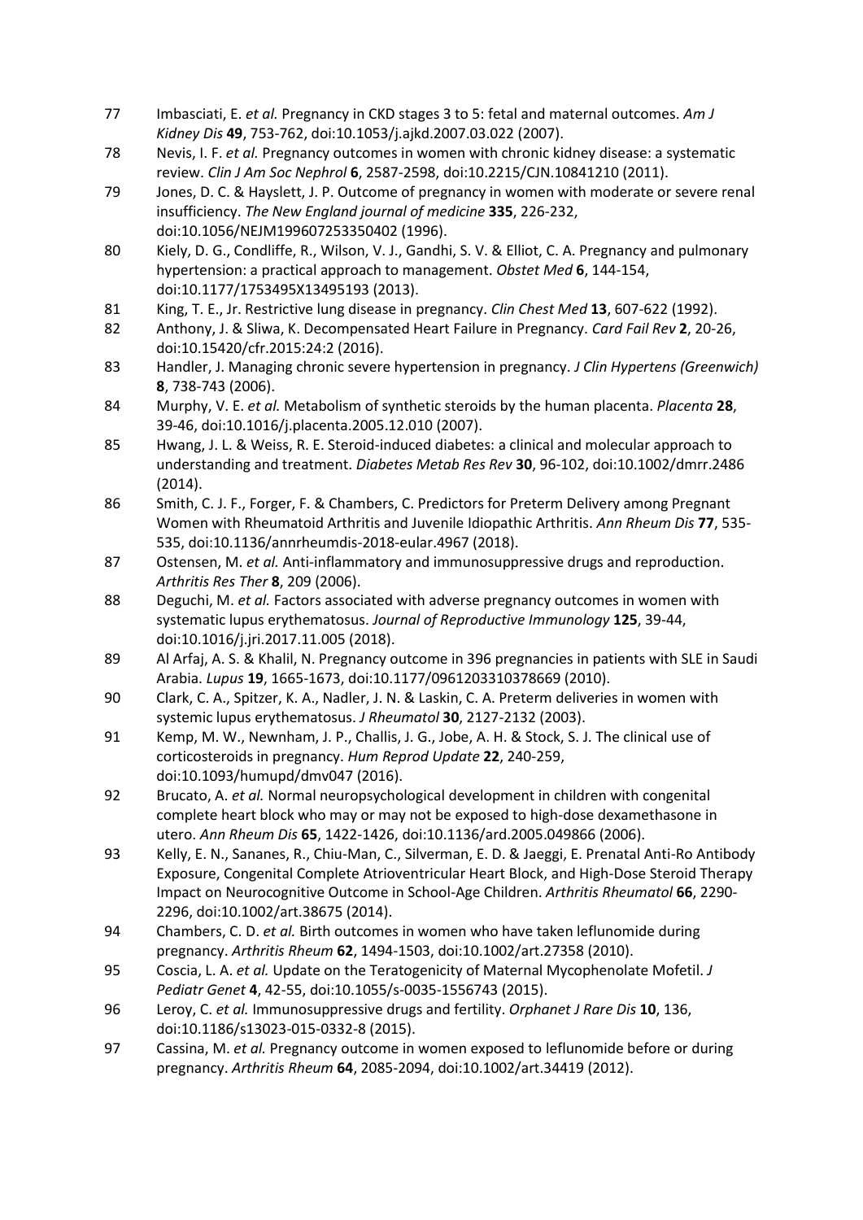77 Imbasciati, E. *et al.* Pregnancy in CKD stages 3 to 5: fetal and maternal outcomes. *Am J Kidney Dis* **49**, 753-762, doi:10.1053/j.ajkd.2007.03.022 (2007).

78 Nevis, I. F. *et al.* Pregnancy outcomes in women with chronic kidney disease: a systematic review. *Clin J Am Soc Nephrol* **6**, 2587-2598, doi:10.2215/CJN.10841210 (2011).

79 Jones, D. C. & Hayslett, J. P. Outcome of pregnancy in women with moderate or severe renal insufficiency. *The New England journal of medicine* **335**, 226-232, doi:10.1056/NEJM199607253350402 (1996).

80 Kiely, D. G., Condliffe, R., Wilson, V. J., Gandhi, S. V. & Elliot, C. A. Pregnancy and pulmonary hypertension: a practical approach to management. *Obstet Med* **6**, 144-154, doi:10.1177/1753495X13495193 (2013).

81 King, T. E., Jr. Restrictive lung disease in pregnancy. *Clin Chest Med* **13**, 607-622 (1992).

82 Anthony, J. & Sliwa, K. Decompensated Heart Failure in Pregnancy. *Card Fail Rev* **2**, 20-26, doi:10.15420/cfr.2015:24:2 (2016).

83 Handler, J. Managing chronic severe hypertension in pregnancy. *J Clin Hypertens (Greenwich)* **8**, 738-743 (2006).

84 Murphy, V. E. *et al.* Metabolism of synthetic steroids by the human placenta. *Placenta* **28**, 39-46, doi:10.1016/j.placenta.2005.12.010 (2007).

85 Hwang, J. L. & Weiss, R. E. Steroid-induced diabetes: a clinical and molecular approach to understanding and treatment. *Diabetes Metab Res Rev* **30**, 96-102, doi:10.1002/dmrr.2486 (2014).

86 Smith, C. J. F., Forger, F. & Chambers, C. Predictors for Preterm Delivery among Pregnant Women with Rheumatoid Arthritis and Juvenile Idiopathic Arthritis. *Ann Rheum Dis* **77**, 535-535, doi:10.1136/annrheumdis-2018-eular.4967 (2018).

87 Ostensen, M. *et al.* Anti-inflammatory and immunosuppressive drugs and reproduction. *Arthritis Res Ther* **8**, 209 (2006).

88 Deguchi, M. *et al.* Factors associated with adverse pregnancy outcomes in women with systematic lupus erythematosus. *Journal of Reproductive Immunology* **125**, 39-44, doi:10.1016/j.jri.2017.11.005 (2018).

89 Al Arfaj, A. S. & Khalil, N. Pregnancy outcome in 396 pregnancies in patients with SLE in Saudi Arabia. *Lupus* **19**, 1665-1673, doi:10.1177/0961203310378669 (2010).

90 Clark, C. A., Spitzer, K. A., Nadler, J. N. & Laskin, C. A. Preterm deliveries in women with systemic lupus erythematosus. *J Rheumatol* **30**, 2127-2132 (2003).

91 Kemp, M. W., Newnham, J. P., Challis, J. G., Jobe, A. H. & Stock, S. J. The clinical use of corticosteroids in pregnancy. *Hum Reprod Update* **22**, 240-259, doi:10.1093/humupd/dmv047 (2016).

92 Brucato, A. *et al.* Normal neuropsychological development in children with congenital complete heart block who may or may not be exposed to high-dose dexamethasone in utero. *Ann Rheum Dis* **65**, 1422-1426, doi:10.1136/ard.2005.049866 (2006).

93 Kelly, E. N., Sananes, R., Chiu-Man, C., Silverman, E. D. & Jaeggi, E. Prenatal Anti-Ro Antibody Exposure, Congenital Complete Atrioventricular Heart Block, and High-Dose Steroid Therapy Impact on Neurocognitive Outcome in School-Age Children. *Arthritis Rheumatol* **66**, 2290-2296, doi:10.1002/art.38675 (2014).

94 Chambers, C. D. *et al.* Birth outcomes in women who have taken leflunomide during pregnancy. *Arthritis Rheum* **62**, 1494-1503, doi:10.1002/art.27358 (2010).

95 Coscia, L. A. *et al.* Update on the Teratogenicity of Maternal Mycophenolate Mofetil. *J Pediatr Genet* **4**, 42-55, doi:10.1055/s-0035-1556743 (2015).

96 Leroy, C. *et al.* Immunosuppressive drugs and fertility. *Orphanet J Rare Dis* **10**, 136, doi:10.1186/s13023-015-0332-8 (2015).

97 Cassina, M. *et al.* Pregnancy outcome in women exposed to leflunomide before or during pregnancy. *Arthritis Rheum* **64**, 2085-2094, doi:10.1002/art.34419 (2012).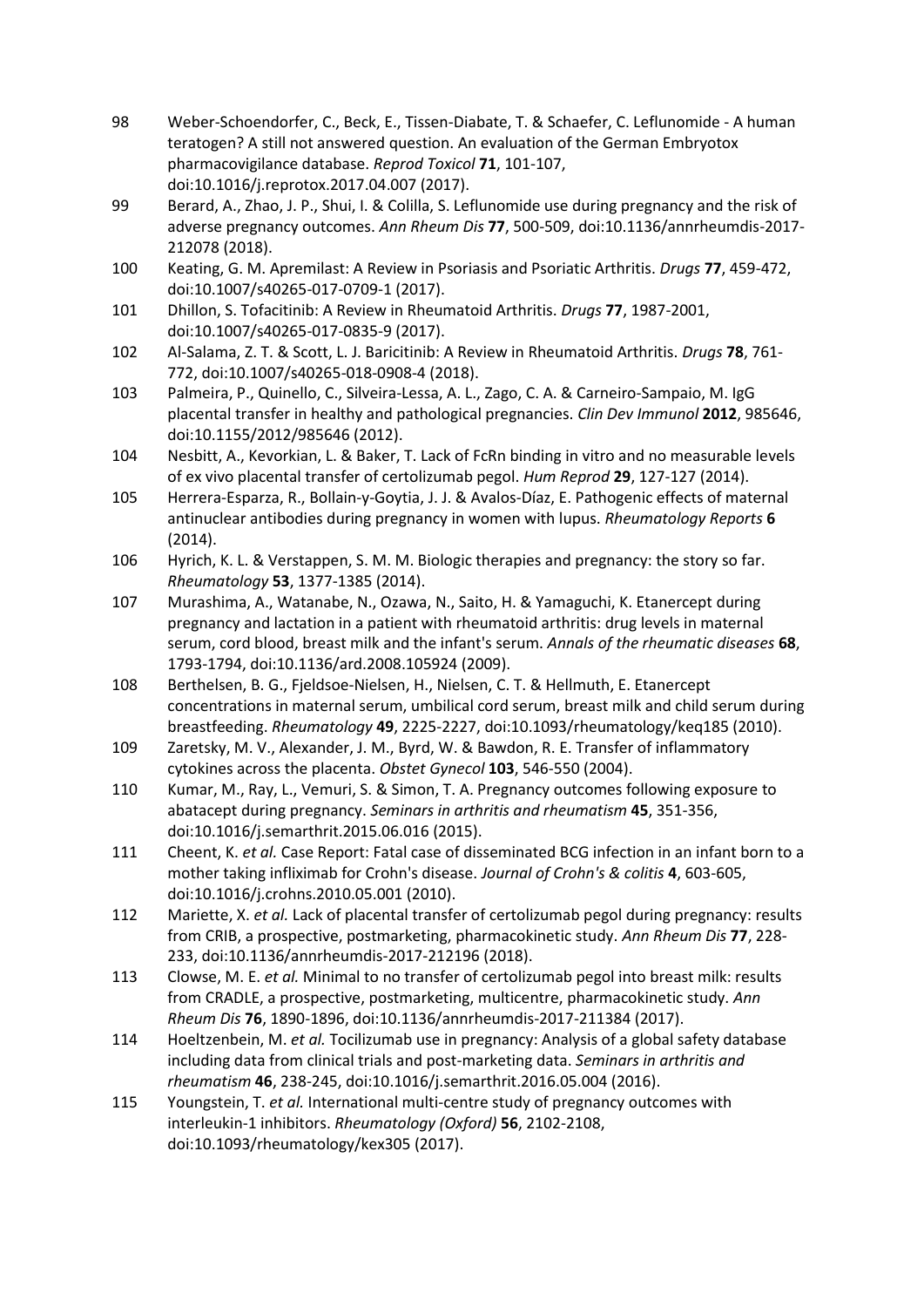98 Weber-Schoendorfer, C., Beck, E., Tissen-Diabate, T. & Schaefer, C. Leflunomide - A human teratogen? A still not answered question. An evaluation of the German Embryotox pharmacovigilance database. *Reprod Toxicol* **71**, 101-107, doi:10.1016/j.reprotox.2017.04.007 (2017).

99 Berard, A., Zhao, J. P., Shui, I. & Colilla, S. Leflunomide use during pregnancy and the risk of adverse pregnancy outcomes. *Ann Rheum Dis* **77**, 500-509, doi:10.1136/annrheumdis-2017-212078 (2018).

100 Keating, G. M. Apremilast: A Review in Psoriasis and Psoriatic Arthritis. *Drugs* **77**, 459-472, doi:10.1007/s40265-017-0709-1 (2017).

101 Dhillon, S. Tofacitinib: A Review in Rheumatoid Arthritis. *Drugs* **77**, 1987-2001, doi:10.1007/s40265-017-0835-9 (2017).

102 Al-Salama, Z. T. & Scott, L. J. Baricitinib: A Review in Rheumatoid Arthritis. *Drugs* **78**, 761-772, doi:10.1007/s40265-018-0908-4 (2018).

103 Palmeira, P., Quinello, C., Silveira-Lessa, A. L., Zago, C. A. & Carneiro-Sampaio, M. IgG placental transfer in healthy and pathological pregnancies. *Clin Dev Immunol* **2012**, 985646, doi:10.1155/2012/985646 (2012).

104 Nesbitt, A., Kevorkian, L. & Baker, T. Lack of FcRn binding in vitro and no measurable levels of ex vivo placental transfer of certolizumab pegol. *Hum Reprod* **29**, 127-127 (2014).

105 Herrera-Esparza, R., Bollain-y-Goytia, J. J. & Avalos-Díaz, E. Pathogenic effects of maternal antinuclear antibodies during pregnancy in women with lupus. *Rheumatology Reports* **6** (2014).

106 Hyrich, K. L. & Verstappen, S. M. M. Biologic therapies and pregnancy: the story so far. *Rheumatology* **53**, 1377-1385 (2014).

107 Murashima, A., Watanabe, N., Ozawa, N., Saito, H. & Yamaguchi, K. Etanercept during pregnancy and lactation in a patient with rheumatoid arthritis: drug levels in maternal serum, cord blood, breast milk and the infant's serum. *Annals of the rheumatic diseases* **68**, 1793-1794, doi:10.1136/ard.2008.105924 (2009).

108 Berthelsen, B. G., Fjeldsoe-Nielsen, H., Nielsen, C. T. & Hellmuth, E. Etanercept concentrations in maternal serum, umbilical cord serum, breast milk and child serum during breastfeeding. *Rheumatology* **49**, 2225-2227, doi:10.1093/rheumatology/keq185 (2010).

109 Zaretsky, M. V., Alexander, J. M., Byrd, W. & Bawdon, R. E. Transfer of inflammatory cytokines across the placenta. *Obstet Gynecol* **103**, 546-550 (2004).

110 Kumar, M., Ray, L., Vemuri, S. & Simon, T. A. Pregnancy outcomes following exposure to abatacept during pregnancy. *Seminars in arthritis and rheumatism* **45**, 351-356, doi:10.1016/j.semarthrit.2015.06.016 (2015).

111 Cheent, K. *et al.* Case Report: Fatal case of disseminated BCG infection in an infant born to a mother taking infliximab for Crohn's disease. *Journal of Crohn's & colitis* **4**, 603-605, doi:10.1016/j.crohns.2010.05.001 (2010).

112 Mariette, X. *et al.* Lack of placental transfer of certolizumab pegol during pregnancy: results from CRIB, a prospective, postmarketing, pharmacokinetic study. *Ann Rheum Dis* **77**, 228-233, doi:10.1136/annrheumdis-2017-212196 (2018).

113 Clowse, M. E. *et al.* Minimal to no transfer of certolizumab pegol into breast milk: results from CRADLE, a prospective, postmarketing, multicentre, pharmacokinetic study. *Ann Rheum Dis* **76**, 1890-1896, doi:10.1136/annrheumdis-2017-211384 (2017).

114 Hoeltzenbein, M. *et al.* Tocilizumab use in pregnancy: Analysis of a global safety database including data from clinical trials and post-marketing data. *Seminars in arthritis and rheumatism* **46**, 238-245, doi:10.1016/j.semarthrit.2016.05.004 (2016).

115 Youngstein, T. *et al.* International multi-centre study of pregnancy outcomes with interleukin-1 inhibitors. *Rheumatology (Oxford)* **56**, 2102-2108, doi:10.1093/rheumatology/kex305 (2017).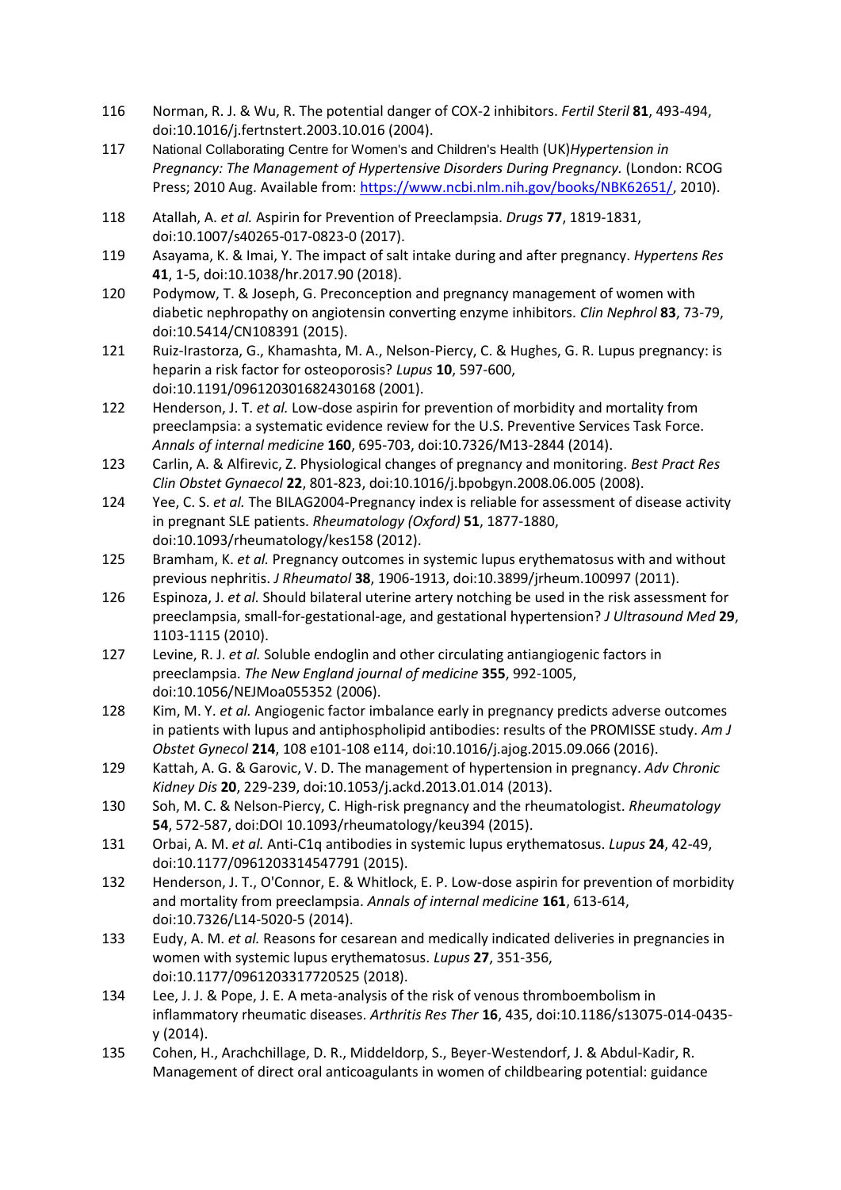116 Norman, R. J. & Wu, R. The potential danger of COX-2 inhibitors. *Fertil Steril* **81**, 493-494, doi:10.1016/j.fertnstert.2003.10.016 (2004).

117 National Collaborating Centre for Women's and Children's Health (UK)*Hypertension in Pregnancy: The Management of Hypertensive Disorders During Pregnancy.* (London: RCOG Press; 2010 Aug. Available from: https://www.ncbi.nlm.nih.gov/books/NBK62651/, 2010).

118 Atallah, A. *et al.* Aspirin for Prevention of Preeclampsia. *Drugs* **77**, 1819-1831, doi:10.1007/s40265-017-0823-0 (2017).

119 Asayama, K. & Imai, Y. The impact of salt intake during and after pregnancy. *Hypertens Res* **41**, 1-5, doi:10.1038/hr.2017.90 (2018).

120 Podymow, T. & Joseph, G. Preconception and pregnancy management of women with diabetic nephropathy on angiotensin converting enzyme inhibitors. *Clin Nephrol* **83**, 73-79, doi:10.5414/CN108391 (2015).

121 Ruiz-Irastorza, G., Khamashta, M. A., Nelson-Piercy, C. & Hughes, G. R. Lupus pregnancy: is heparin a risk factor for osteoporosis? *Lupus* **10**, 597-600, doi:10.1191/096120301682430168 (2001).

122 Henderson, J. T. *et al.* Low-dose aspirin for prevention of morbidity and mortality from preeclampsia: a systematic evidence review for the U.S. Preventive Services Task Force. *Annals of internal medicine* **160**, 695-703, doi:10.7326/M13-2844 (2014).

123 Carlin, A. & Alfirevic, Z. Physiological changes of pregnancy and monitoring. *Best Pract Res Clin Obstet Gynaecol* **22**, 801-823, doi:10.1016/j.bpobgyn.2008.06.005 (2008).

124 Yee, C. S. *et al.* The BILAG2004-Pregnancy index is reliable for assessment of disease activity in pregnant SLE patients. *Rheumatology (Oxford)* **51**, 1877-1880, doi:10.1093/rheumatology/kes158 (2012).

125 Bramham, K. *et al.* Pregnancy outcomes in systemic lupus erythematosus with and without previous nephritis. *J Rheumatol* **38**, 1906-1913, doi:10.3899/jrheum.100997 (2011).

126 Espinoza, J. *et al.* Should bilateral uterine artery notching be used in the risk assessment for preeclampsia, small-for-gestational-age, and gestational hypertension? *J Ultrasound Med* **29**, 1103-1115 (2010).

127 Levine, R. J. *et al.* Soluble endoglin and other circulating antiangiogenic factors in preeclampsia. *The New England journal of medicine* **355**, 992-1005, doi:10.1056/NEJMoa055352 (2006).

128 Kim, M. Y. *et al.* Angiogenic factor imbalance early in pregnancy predicts adverse outcomes in patients with lupus and antiphospholipid antibodies: results of the PROMISSE study. *Am J Obstet Gynecol* **214**, 108 e101-108 e114, doi:10.1016/j.ajog.2015.09.066 (2016).

129 Kattah, A. G. & Garovic, V. D. The management of hypertension in pregnancy. *Adv Chronic Kidney Dis* **20**, 229-239, doi:10.1053/j.ackd.2013.01.014 (2013).

130 Soh, M. C. & Nelson-Piercy, C. High-risk pregnancy and the rheumatologist. *Rheumatology* **54**, 572-587, doi:DOI 10.1093/rheumatology/keu394 (2015).

131 Orbai, A. M. *et al.* Anti-C1q antibodies in systemic lupus erythematosus. *Lupus* **24**, 42-49, doi:10.1177/0961203314547791 (2015).

132 Henderson, J. T., O'Connor, E. & Whitlock, E. P. Low-dose aspirin for prevention of morbidity and mortality from preeclampsia. *Annals of internal medicine* **161**, 613-614, doi:10.7326/L14-5020-5 (2014).

133 Eudy, A. M. *et al.* Reasons for cesarean and medically indicated deliveries in pregnancies in women with systemic lupus erythematosus. *Lupus* **27**, 351-356, doi:10.1177/0961203317720525 (2018).

134 Lee, J. J. & Pope, J. E. A meta-analysis of the risk of venous thromboembolism in inflammatory rheumatic diseases. *Arthritis Res Ther* **16**, 435, doi:10.1186/s13075-014-0435-y (2014).

135 Cohen, H., Arachchillage, D. R., Middeldorp, S., Beyer-Westendorf, J. & Abdul-Kadir, R. Management of direct oral anticoagulants in women of childbearing potential: guidance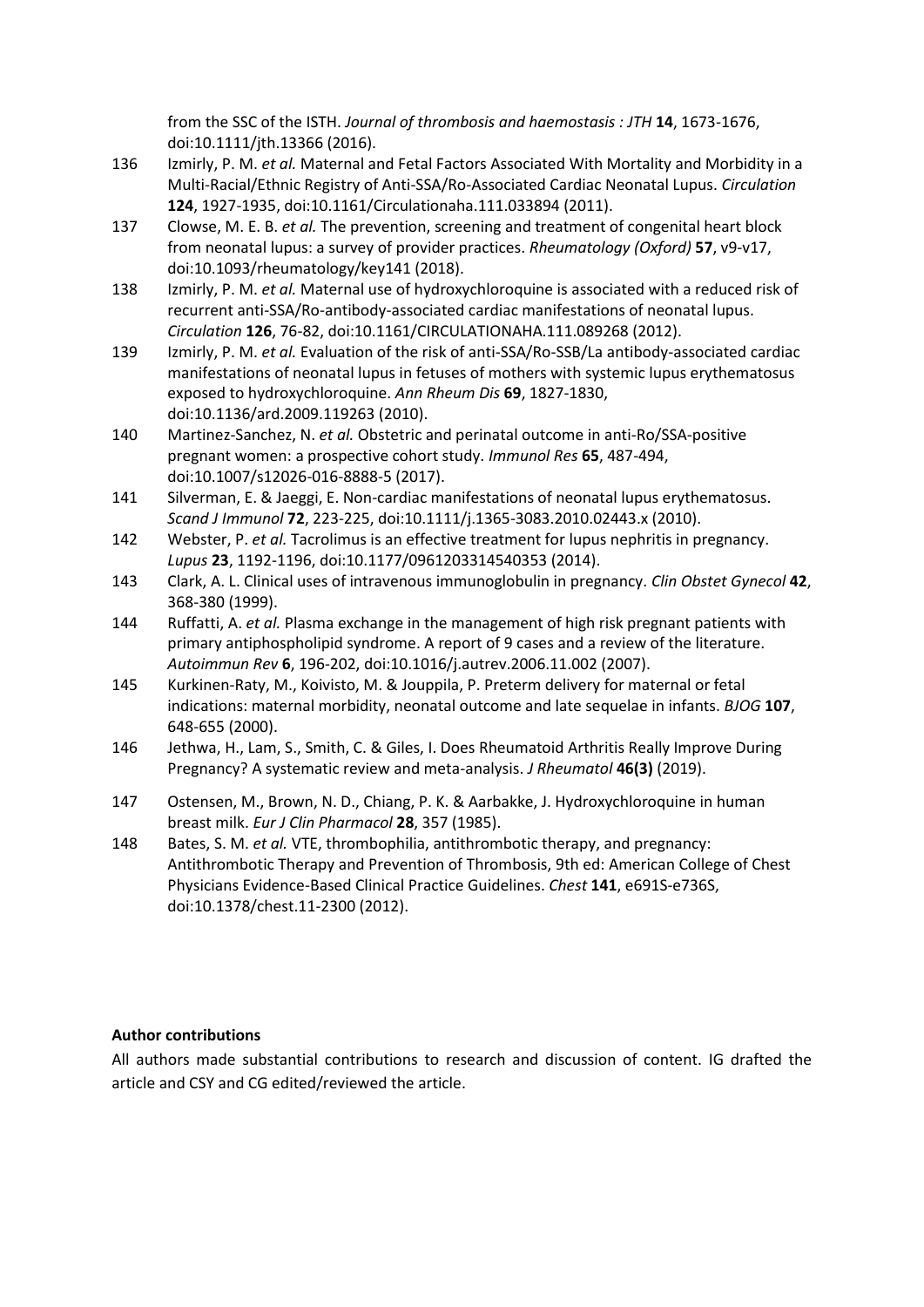from the SSC of the ISTH. *Journal of thrombosis and haemostasis : JTH* **14**, 1673-1676, doi:10.1111/jth.13366 (2016).

136 Izmirly, P. M. *et al.* Maternal and Fetal Factors Associated With Mortality and Morbidity in a Multi-Racial/Ethnic Registry of Anti-SSA/Ro-Associated Cardiac Neonatal Lupus. *Circulation* **124**, 1927-1935, doi:10.1161/Circulationaha.111.033894 (2011).

137 Clowse, M. E. B. *et al.* The prevention, screening and treatment of congenital heart block from neonatal lupus: a survey of provider practices. *Rheumatology (Oxford)* **57**, v9-v17, doi:10.1093/rheumatology/key141 (2018).

138 Izmirly, P. M. *et al.* Maternal use of hydroxychloroquine is associated with a reduced risk of recurrent anti-SSA/Ro-antibody-associated cardiac manifestations of neonatal lupus. *Circulation* **126**, 76-82, doi:10.1161/CIRCULATIONAHA.111.089268 (2012).

139 Izmirly, P. M. *et al.* Evaluation of the risk of anti-SSA/Ro-SSB/La antibody-associated cardiac manifestations of neonatal lupus in fetuses of mothers with systemic lupus erythematosus exposed to hydroxychloroquine. *Ann Rheum Dis* **69**, 1827-1830, doi:10.1136/ard.2009.119263 (2010).

140 Martinez-Sanchez, N. *et al.* Obstetric and perinatal outcome in anti-Ro/SSA-positive pregnant women: a prospective cohort study. *Immunol Res* **65**, 487-494, doi:10.1007/s12026-016-8888-5 (2017).

141 Silverman, E. & Jaeggi, E. Non-cardiac manifestations of neonatal lupus erythematosus. *Scand J Immunol* **72**, 223-225, doi:10.1111/j.1365-3083.2010.02443.x (2010).

142 Webster, P. *et al.* Tacrolimus is an effective treatment for lupus nephritis in pregnancy. *Lupus* **23**, 1192-1196, doi:10.1177/0961203314540353 (2014).

143 Clark, A. L. Clinical uses of intravenous immunoglobulin in pregnancy. *Clin Obstet Gynecol* **42**, 368-380 (1999).

144 Ruffatti, A. *et al.* Plasma exchange in the management of high risk pregnant patients with primary antiphospholipid syndrome. A report of 9 cases and a review of the literature. *Autoimmun Rev* **6**, 196-202, doi:10.1016/j.autrev.2006.11.002 (2007).

145 Kurkinen-Raty, M., Koivisto, M. & Jouppila, P. Preterm delivery for maternal or fetal indications: maternal morbidity, neonatal outcome and late sequelae in infants. *BJOG* **107**, 648-655 (2000).

146 Jethwa, H., Lam, S., Smith, C. & Giles, I. Does Rheumatoid Arthritis Really Improve During Pregnancy? A systematic review and meta-analysis. *J Rheumatol* **46(3)** (2019).

147 Ostensen, M., Brown, N. D., Chiang, P. K. & Aarbakke, J. Hydroxychloroquine in human breast milk. *Eur J Clin Pharmacol* **28**, 357 (1985).

148 Bates, S. M. *et al.* VTE, thrombophilia, antithrombotic therapy, and pregnancy: Antithrombotic Therapy and Prevention of Thrombosis, 9th ed: American College of Chest Physicians Evidence-Based Clinical Practice Guidelines. *Chest* **141**, e691S-e736S, doi:10.1378/chest.11-2300 (2012).

**Author contributions**

All authors made substantial contributions to research and discussion of content. IG drafted the article and CSY and CG edited/reviewed the article.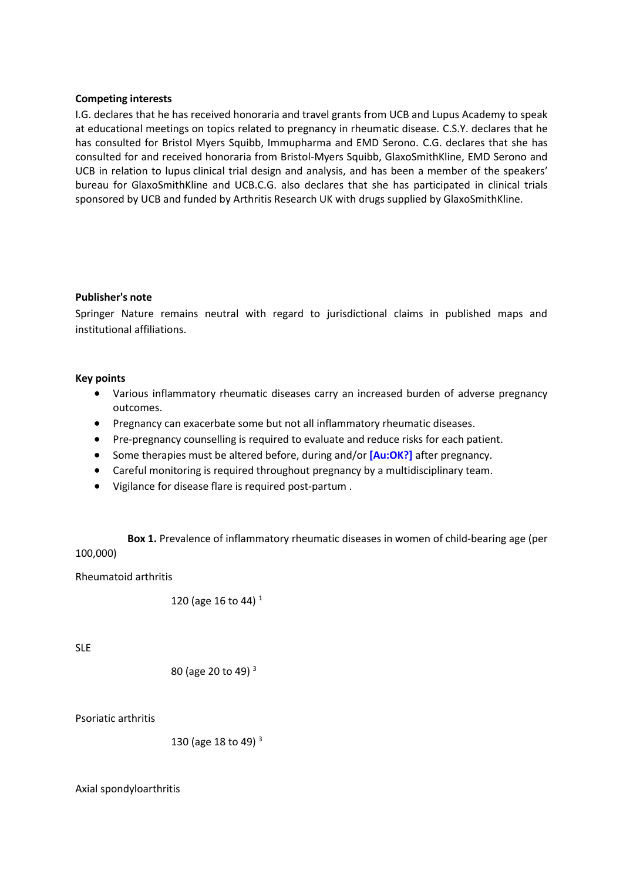**Competing interests**

I.G. declares that he has received honoraria and travel grants from UCB and Lupus Academy to speak at educational meetings on topics related to pregnancy in rheumatic disease. C.S.Y. declares that he has consulted for Bristol Myers Squibb, Immupharma and EMD Serono. C.G. declares that she has consulted for and received honoraria from Bristol-Myers Squibb, GlaxoSmithKline, EMD Serono and UCB in relation to lupus clinical trial design and analysis, and has been a member of the speakers' bureau for GlaxoSmithKline and UCB.C.G. also declares that she has participated in clinical trials sponsored by UCB and funded by Arthritis Research UK with drugs supplied by GlaxoSmithKline.

**Publisher's note**

Springer Nature remains neutral with regard to jurisdictional claims in published maps and institutional affiliations.

**Key points**

- Various inflammatory rheumatic diseases carry an increased burden of adverse pregnancy outcomes.
- Pregnancy can exacerbate some but not all inflammatory rheumatic diseases.
- Pre-pregnancy counselling is required to evaluate and reduce risks for each patient.
- Some therapies must be altered before, during and/or **[Au:OK?]** after pregnancy.
- Careful monitoring is required throughout pregnancy by a multidisciplinary team.
- Vigilance for disease flare is required post-partum .

**Box 1.** Prevalence of inflammatory rheumatic diseases in women of child-bearing age (per 100,000)

Rheumatoid arthritis

120 (age 16 to 44) [1]

SLE

80 (age 20 to 49) [3]

Psoriatic arthritis

130 (age 18 to 49) [3]

Axial spondyloarthritis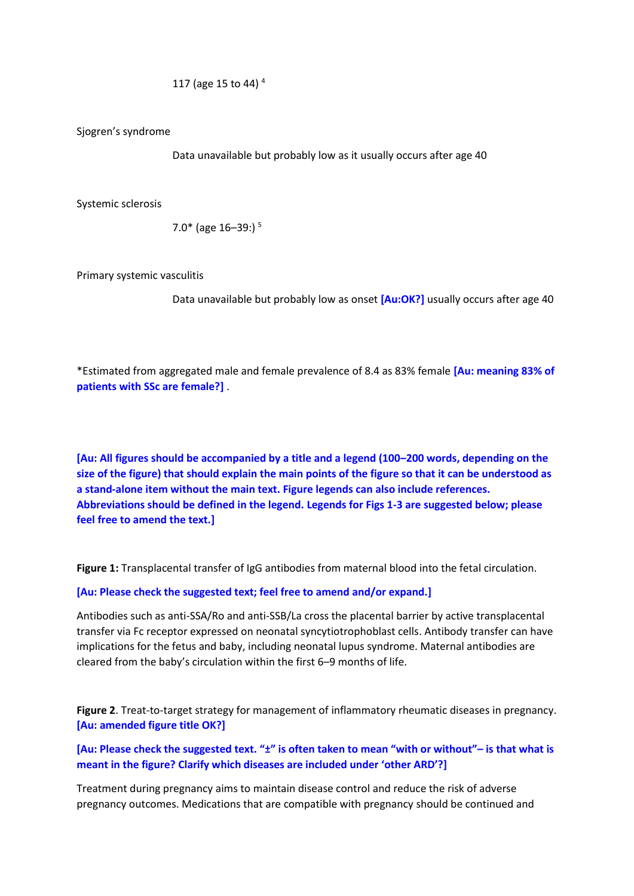| | |
|---|---|
| | 117 (age 15 to 44) [4] |
| Sjogren's syndrome | |
| | Data unavailable but probably low as it usually occurs after age 40 |
| Systemic sclerosis | |
| | 7.0* (age 16–39:) [5] |
| Primary systemic vasculitis | |
| | Data unavailable but probably low as onset **[Au:OK?]** usually occurs after age 40 |

*Estimated from aggregated male and female prevalence of 8.4 as 83% female **[Au: meaning 83% of patients with SSc are female?]** .

**[Au: All figures should be accompanied by a title and a legend (100–200 words, depending on the size of the figure) that should explain the main points of the figure so that it can be understood as a stand-alone item without the main text. Figure legends can also include references. Abbreviations should be defined in the legend. Legends for Figs 1-3 are suggested below; please feel free to amend the text.]**

**Figure 1:** Transplacental transfer of IgG antibodies from maternal blood into the fetal circulation.

**[Au: Please check the suggested text; feel free to amend and/or expand.]**

Antibodies such as anti-SSA/Ro and anti-SSB/La cross the placental barrier by active transplacental transfer via Fc receptor expressed on neonatal syncytiotrophoblast cells. Antibody transfer can have implications for the fetus and baby, including neonatal lupus syndrome. Maternal antibodies are cleared from the baby's circulation within the first 6–9 months of life.

**Figure 2**. Treat-to-target strategy for management of inflammatory rheumatic diseases in pregnancy. **[Au: amended figure title OK?]**

**[Au: Please check the suggested text. "±" is often taken to mean "with or without"– is that what is meant in the figure? Clarify which diseases are included under 'other ARD'?]**

Treatment during pregnancy aims to maintain disease control and reduce the risk of adverse pregnancy outcomes. Medications that are compatible with pregnancy should be continued and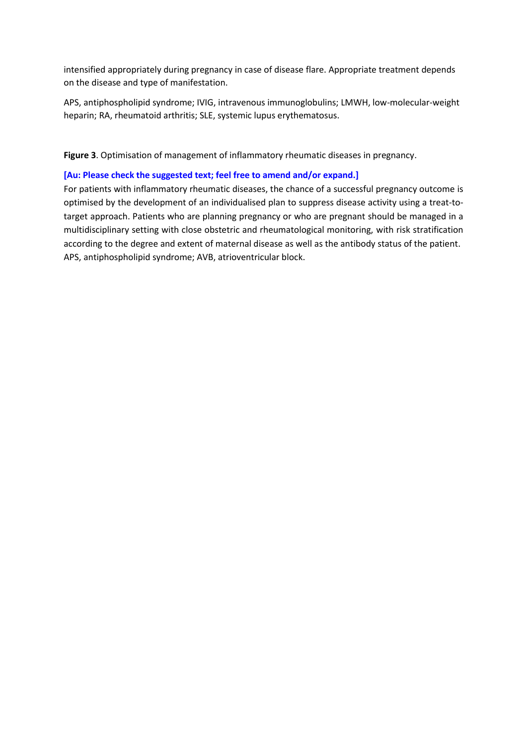intensified appropriately during pregnancy in case of disease flare. Appropriate treatment depends on the disease and type of manifestation.

APS, antiphospholipid syndrome; IVIG, intravenous immunoglobulins; LMWH, low-molecular-weight heparin; RA, rheumatoid arthritis; SLE, systemic lupus erythematosus.

**Figure 3**. Optimisation of management of inflammatory rheumatic diseases in pregnancy.

**[Au: Please check the suggested text; feel free to amend and/or expand.]**

For patients with inflammatory rheumatic diseases, the chance of a successful pregnancy outcome is optimised by the development of an individualised plan to suppress disease activity using a treat-to-target approach. Patients who are planning pregnancy or who are pregnant should be managed in a multidisciplinary setting with close obstetric and rheumatological monitoring, with risk stratification according to the degree and extent of maternal disease as well as the antibody status of the patient. APS, antiphospholipid syndrome; AVB, atrioventricular block.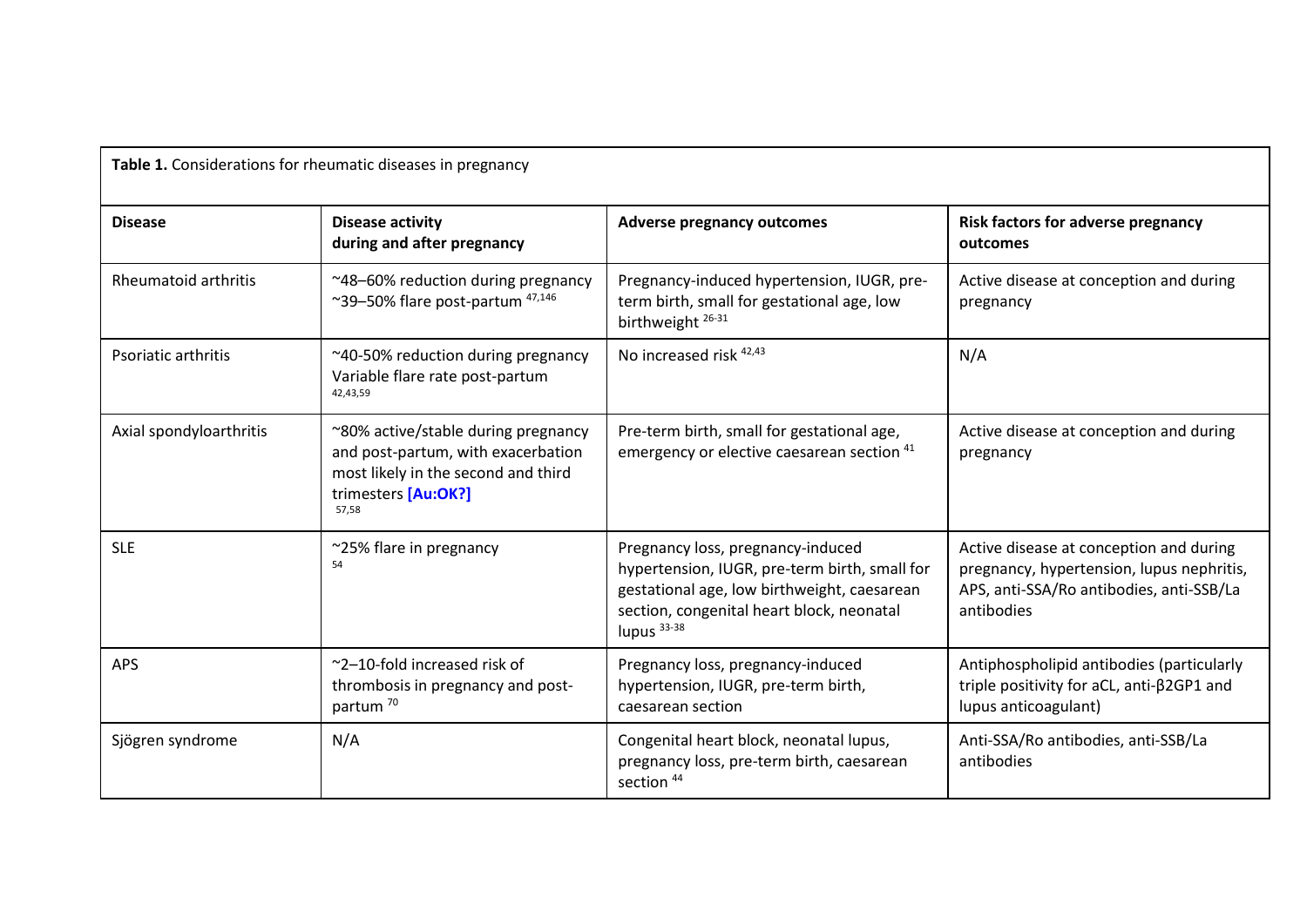**Table 1.** Considerations for rheumatic diseases in pregnancy

| Disease | Disease activity during and after pregnancy | Adverse pregnancy outcomes | Risk factors for adverse pregnancy outcomes |
|---|---|---|---|
| Rheumatoid arthritis | ~48–60% reduction during pregnancy ~39–50% flare post-partum [47,146] | Pregnancy-induced hypertension, IUGR, pre-term birth, small for gestational age, low birthweight [26-31] | Active disease at conception and during pregnancy |
| Psoriatic arthritis | ~40-50% reduction during pregnancy Variable flare rate post-partum [42,43,59] | No increased risk [42,43] | N/A |
| Axial spondyloarthritis | ~80% active/stable during pregnancy and post-partum, with exacerbation most likely in the second and third trimesters [Au:OK?] [57,58] | Pre-term birth, small for gestational age, emergency or elective caesarean section [41] | Active disease at conception and during pregnancy |
| SLE | ~25% flare in pregnancy [54] | Pregnancy loss, pregnancy-induced hypertension, IUGR, pre-term birth, small for gestational age, low birthweight, caesarean section, congenital heart block, neonatal lupus [33-38] | Active disease at conception and during pregnancy, hypertension, lupus nephritis, APS, anti-SSA/Ro antibodies, anti-SSB/La antibodies |
| APS | ~2–10-fold increased risk of thrombosis in pregnancy and post-partum [70] | Pregnancy loss, pregnancy-induced hypertension, IUGR, pre-term birth, caesarean section | Antiphospholipid antibodies (particularly triple positivity for aCL, anti-β2GP1 and lupus anticoagulant) |
| Sjögren syndrome | N/A | Congenital heart block, neonatal lupus, pregnancy loss, pre-term birth, caesarean section [44] | Anti-SSA/Ro antibodies, anti-SSB/La antibodies |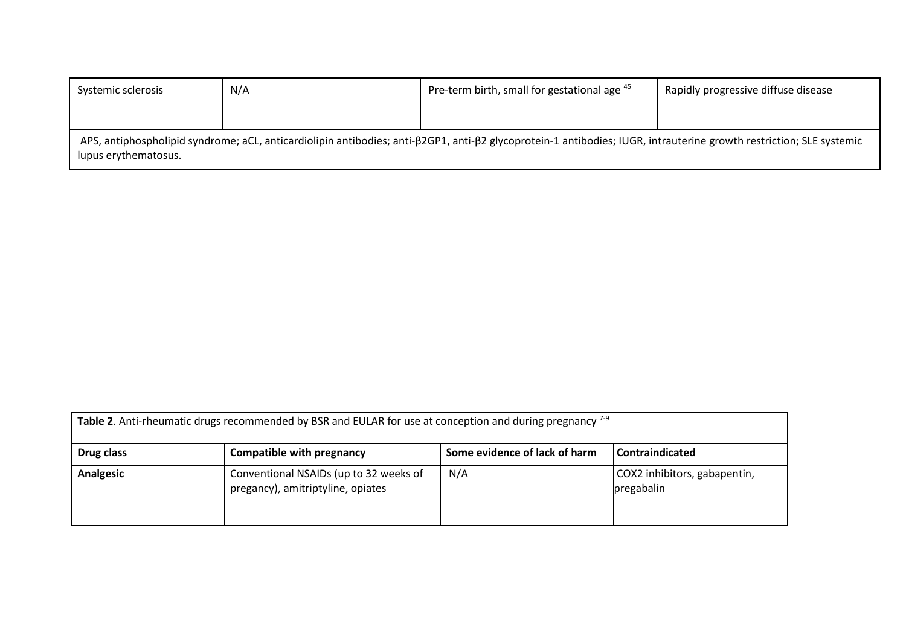| Systemic sclerosis | N/A | Pre-term birth, small for gestational age [45] | Rapidly progressive diffuse disease |
|---|---|---|---|

APS, antiphospholipid syndrome; aCL, anticardiolipin antibodies; anti-β2GP1, anti-β2 glycoprotein-1 antibodies; IUGR, intrauterine growth restriction; SLE systemic lupus erythematosus.

**Table 2**. Anti-rheumatic drugs recommended by BSR and EULAR for use at conception and during pregnancy [7-9]

| Drug class | Compatible with pregnancy | Some evidence of lack of harm | Contraindicated |
|---|---|---|---|
| **Analgesic** | Conventional NSAIDs (up to 32 weeks of pregancy), amitriptyline, opiates | N/A | COX2 inhibitors, gabapentin, pregabalin |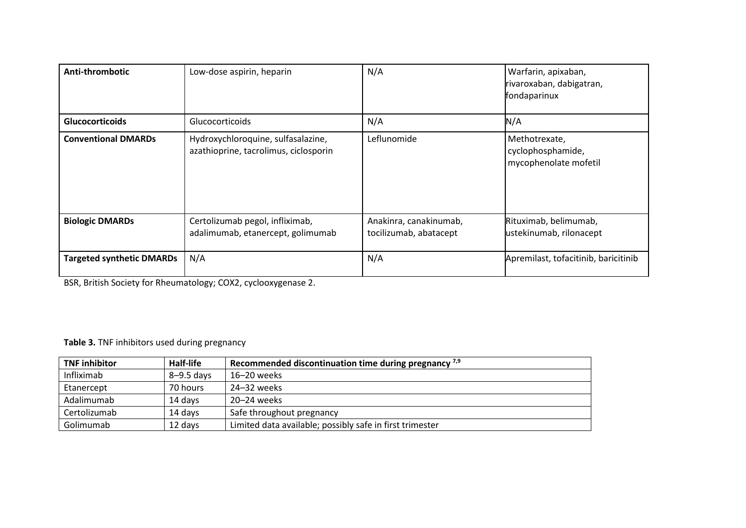| | | | |
|---|---|---|---|
| **Anti-thrombotic** | Low-dose aspirin, heparin | N/A | Warfarin, apixaban, rivaroxaban, dabigatran, fondaparinux |
| **Glucocorticoids** | Glucocorticoids | N/A | N/A |
| **Conventional DMARDs** | Hydroxychloroquine, sulfasalazine, azathioprine, tacrolimus, ciclosporin | Leflunomide | Methotrexate, cyclophosphamide, mycophenolate mofetil |
| **Biologic DMARDs** | Certolizumab pegol, infliximab, adalimumab, etanercept, golimumab | Anakinra, canakinumab, tocilizumab, abatacept | Rituximab, belimumab, ustekinumab, rilonacept |
| **Targeted synthetic DMARDs** | N/A | N/A | Apremilast, tofacitinib, baricitinib |

BSR, British Society for Rheumatology; COX2, cyclooxygenase 2.

**Table 3.** TNF inhibitors used during pregnancy

| TNF inhibitor | Half-life | Recommended discontinuation time during pregnancy [7,9] |
|---|---|---|
| Infliximab | 8–9.5 days | 16–20 weeks |
| Etanercept | 70 hours | 24–32 weeks |
| Adalimumab | 14 days | 20–24 weeks |
| Certolizumab | 14 days | Safe throughout pregnancy |
| Golimumab | 12 days | Limited data available; possibly safe in first trimester |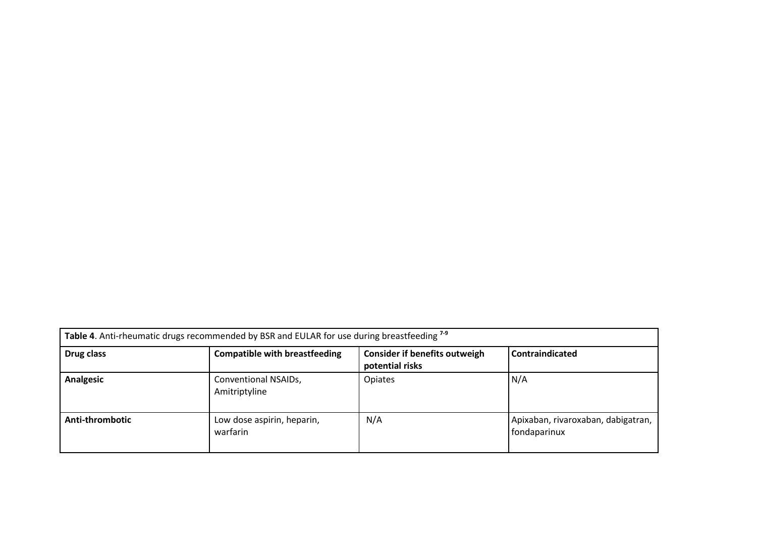**Table 4**. Anti-rheumatic drugs recommended by BSR and EULAR for use during breastfeeding [7-9]

| Drug class | Compatible with breastfeeding | Consider if benefits outweigh potential risks | Contraindicated |
|---|---|---|---|
| **Analgesic** | Conventional NSAIDs, Amitriptyline | Opiates | N/A |
| **Anti-thrombotic** | Low dose aspirin, heparin, warfarin | N/A | Apixaban, rivaroxaban, dabigatran, fondaparinux |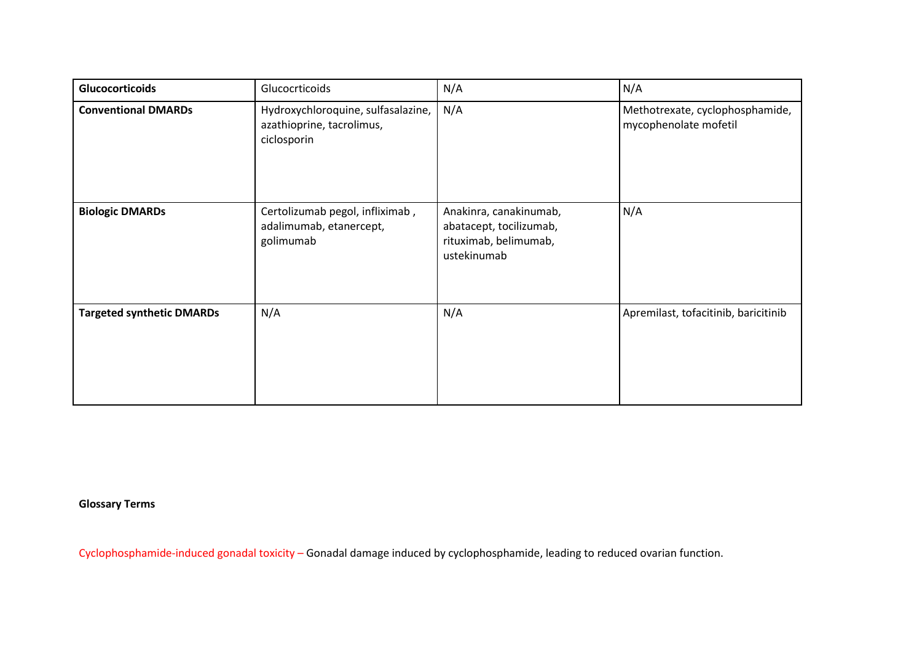| **Glucocorticoids** | Glucocrticoids | N/A | N/A |
|---|---|---|---|
| **Conventional DMARDs** | Hydroxychloroquine, sulfasalazine, azathioprine, tacrolimus, ciclosporin | N/A | Methotrexate, cyclophosphamide, mycophenolate mofetil |
| **Biologic DMARDs** | Certolizumab pegol, infliximab , adalimumab, etanercept, golimumab | Anakinra, canakinumab, abatacept, tocilizumab, rituximab, belimumab, ustekinumab | N/A |
| **Targeted synthetic DMARDs** | N/A | N/A | Apremilast, tofacitinib, baricitinib |

**Glossary Terms**

Cyclophosphamide-induced gonadal toxicity – Gonadal damage induced by cyclophosphamide, leading to reduced ovarian function.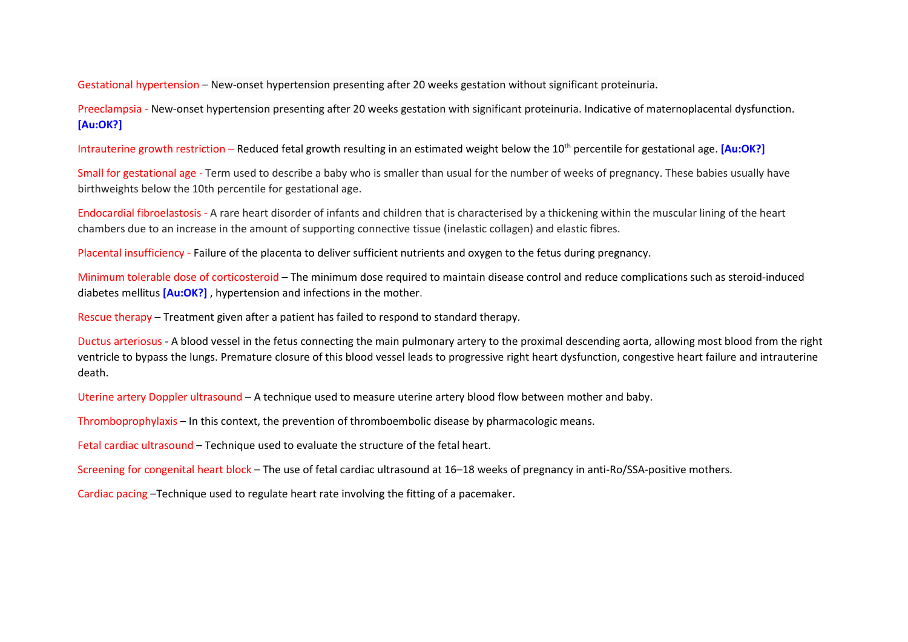Gestational hypertension – New-onset hypertension presenting after 20 weeks gestation without significant proteinuria.

Preeclampsia - New-onset hypertension presenting after 20 weeks gestation with significant proteinuria. Indicative of maternoplacental dysfunction. **[Au:OK?]**

Intrauterine growth restriction – Reduced fetal growth resulting in an estimated weight below the 10th percentile for gestational age. **[Au:OK?]**

Small for gestational age - Term used to describe a baby who is smaller than usual for the number of weeks of pregnancy. These babies usually have birthweights below the 10th percentile for gestational age.

Endocardial fibroelastosis - A rare heart disorder of infants and children that is characterised by a thickening within the muscular lining of the heart chambers due to an increase in the amount of supporting connective tissue (inelastic collagen) and elastic fibres.

Placental insufficiency - Failure of the placenta to deliver sufficient nutrients and oxygen to the fetus during pregnancy.

Minimum tolerable dose of corticosteroid – The minimum dose required to maintain disease control and reduce complications such as steroid-induced diabetes mellitus **[Au:OK?]** , hypertension and infections in the mother.

Rescue therapy – Treatment given after a patient has failed to respond to standard therapy.

Ductus arteriosus - A blood vessel in the fetus connecting the main pulmonary artery to the proximal descending aorta, allowing most blood from the right ventricle to bypass the lungs. Premature closure of this blood vessel leads to progressive right heart dysfunction, congestive heart failure and intrauterine death.

Uterine artery Doppler ultrasound – A technique used to measure uterine artery blood flow between mother and baby.

Thromboprophylaxis – In this context, the prevention of thromboembolic disease by pharmacologic means.

Fetal cardiac ultrasound – Technique used to evaluate the structure of the fetal heart.

Screening for congenital heart block – The use of fetal cardiac ultrasound at 16–18 weeks of pregnancy in anti-Ro/SSA-positive mothers.

Cardiac pacing –Technique used to regulate heart rate involving the fitting of a pacemaker.